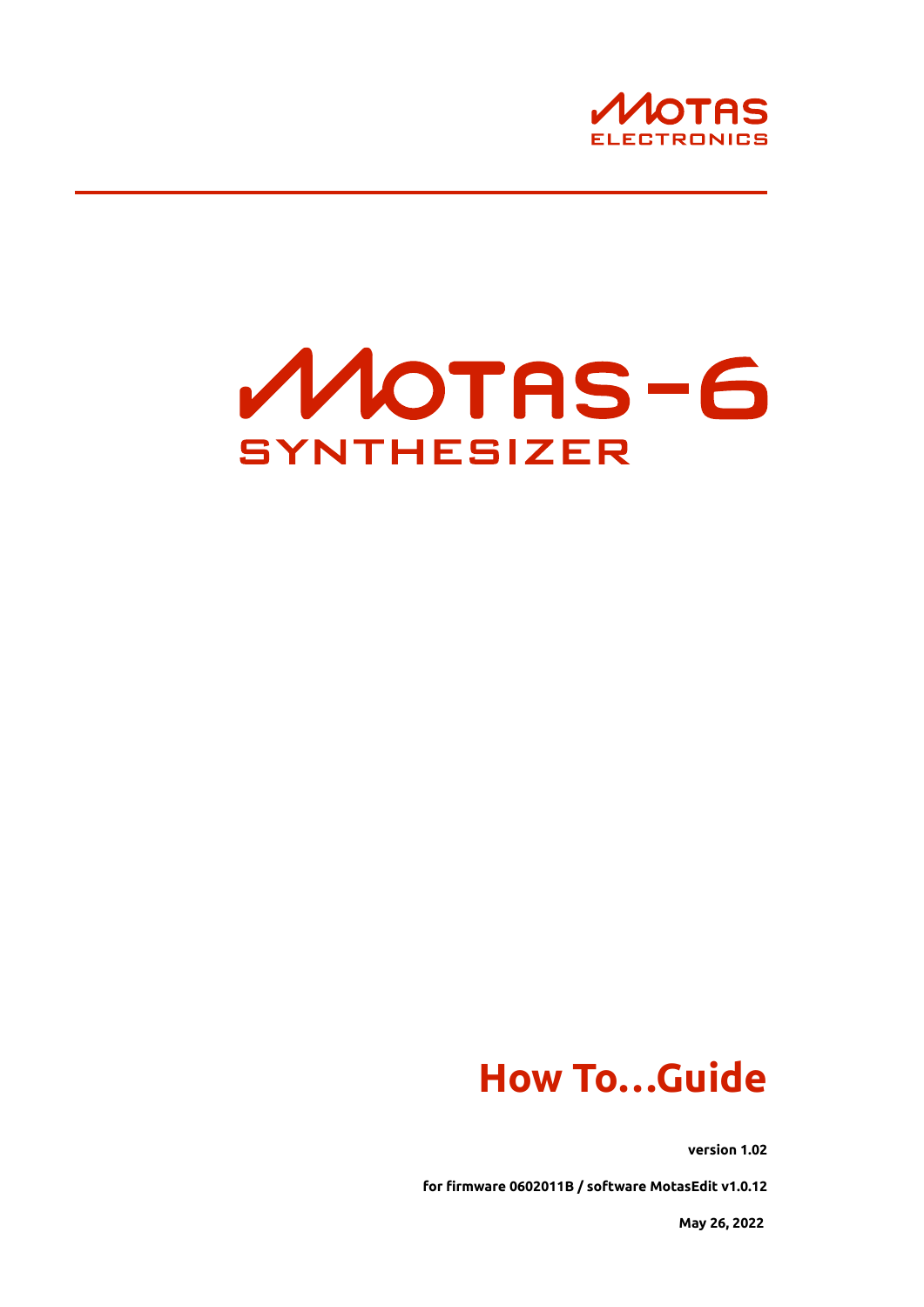MOTAS ELECTRONICS

# MOTAS-6 SYNTHESIZER

# How To...Guide

**version 1.02**

**for firmware 0602011B / software MotasEdit v1.0.12**

**May 26, 2022**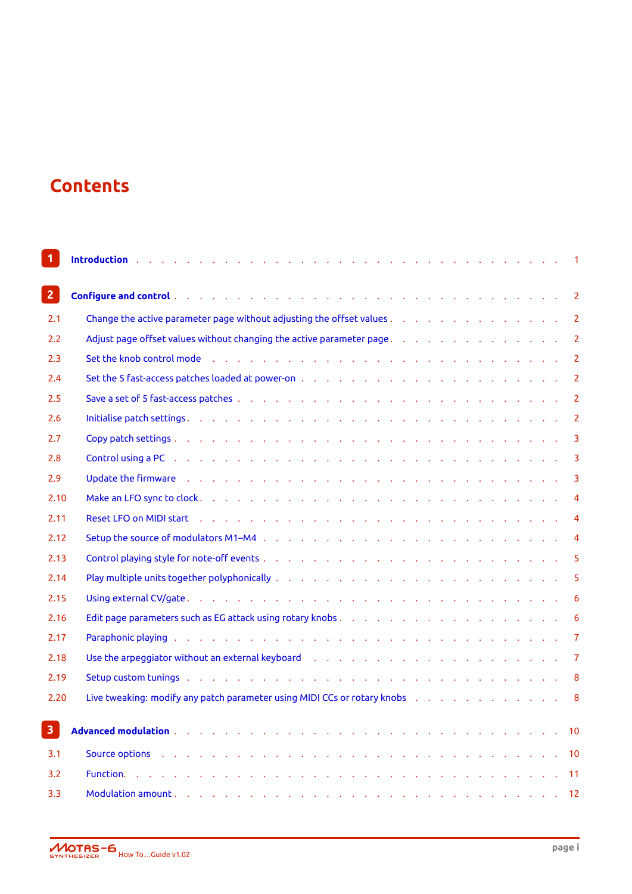# Contents

| | | |
|---|---|---|
| **1** | **Introduction** | 1 |
| **2** | **Configure and control** | 2 |
| 2.1 | Change the active parameter page without adjusting the offset values | 2 |
| 2.2 | Adjust page offset values without changing the active parameter page | 2 |
| 2.3 | Set the knob control mode | 2 |
| 2.4 | Set the 5 fast-access patches loaded at power-on | 2 |
| 2.5 | Save a set of 5 fast-access patches | 2 |
| 2.6 | Initialise patch settings | 2 |
| 2.7 | Copy patch settings | 3 |
| 2.8 | Control using a PC | 3 |
| 2.9 | Update the firmware | 3 |
| 2.10 | Make an LFO sync to clock | 4 |
| 2.11 | Reset LFO on MIDI start | 4 |
| 2.12 | Setup the source of modulators M1–M4 | 4 |
| 2.13 | Control playing style for note-off events | 5 |
| 2.14 | Play multiple units together polyphonically | 5 |
| 2.15 | Using external CV/gate | 6 |
| 2.16 | Edit page parameters such as EG attack using rotary knobs | 6 |
| 2.17 | Paraphonic playing | 7 |
| 2.18 | Use the arpeggiator without an external keyboard | 7 |
| 2.19 | Setup custom tunings | 8 |
| 2.20 | Live tweaking: modify any patch parameter using MIDI CCs or rotary knobs | 8 |
| **3** | **Advanced modulation** | 10 |
| 3.1 | Source options | 10 |
| 3.2 | Function | 11 |
| 3.3 | Modulation amount | 12 |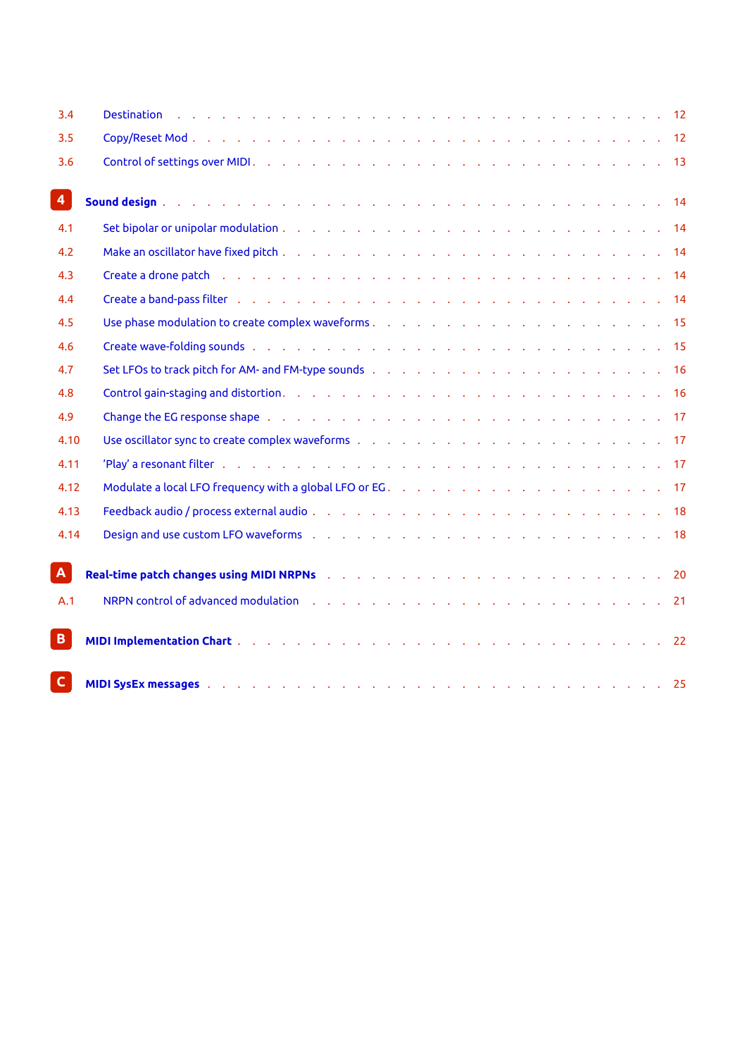- 3.4 Destination . . . 12
- 3.5 Copy/Reset Mod . . . 12
- 3.6 Control of settings over MIDI . . . 13

**4 Sound design** . . . 14

- 4.1 Set bipolar or unipolar modulation . . . 14
- 4.2 Make an oscillator have fixed pitch . . . 14
- 4.3 Create a drone patch . . . 14
- 4.4 Create a band-pass filter . . . 14
- 4.5 Use phase modulation to create complex waveforms . . . 15
- 4.6 Create wave-folding sounds . . . 15
- 4.7 Set LFOs to track pitch for AM- and FM-type sounds . . . 16
- 4.8 Control gain-staging and distortion . . . 16
- 4.9 Change the EG response shape . . . 17
- 4.10 Use oscillator sync to create complex waveforms . . . 17
- 4.11 'Play' a resonant filter . . . 17
- 4.12 Modulate a local LFO frequency with a global LFO or EG . . . 17
- 4.13 Feedback audio / process external audio . . . 18
- 4.14 Design and use custom LFO waveforms . . . 18

**A Real-time patch changes using MIDI NRPNs** . . . 20

- A.1 NRPN control of advanced modulation . . . 21

**B MIDI Implementation Chart** . . . 22

**C MIDI SysEx messages** . . . 25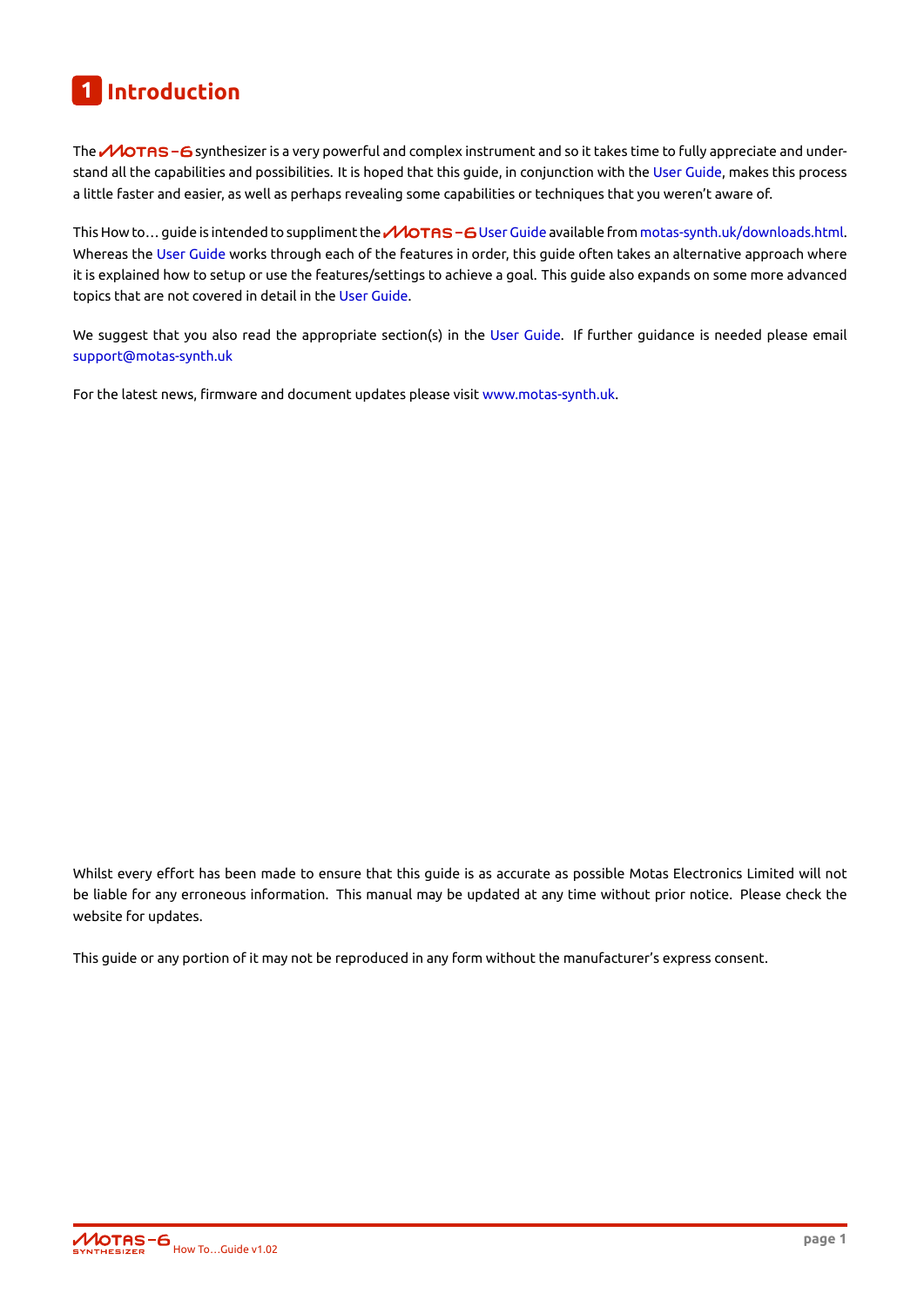# 1 Introduction

The MOTAS-6 synthesizer is a very powerful and complex instrument and so it takes time to fully appreciate and understand all the capabilities and possibilities. It is hoped that this guide, in conjunction with the User Guide, makes this process a little faster and easier, as well as perhaps revealing some capabilities or techniques that you weren't aware of.

This How to… guide is intended to suppliment the MOTAS-6 User Guide available from motas-synth.uk/downloads.html. Whereas the User Guide works through each of the features in order, this guide often takes an alternative approach where it is explained how to setup or use the features/settings to achieve a goal. This guide also expands on some more advanced topics that are not covered in detail in the User Guide.

We suggest that you also read the appropriate section(s) in the User Guide. If further guidance is needed please email support@motas-synth.uk

For the latest news, firmware and document updates please visit www.motas-synth.uk.

Whilst every effort has been made to ensure that this guide is as accurate as possible Motas Electronics Limited will not be liable for any erroneous information. This manual may be updated at any time without prior notice. Please check the website for updates.

This guide or any portion of it may not be reproduced in any form without the manufacturer's express consent.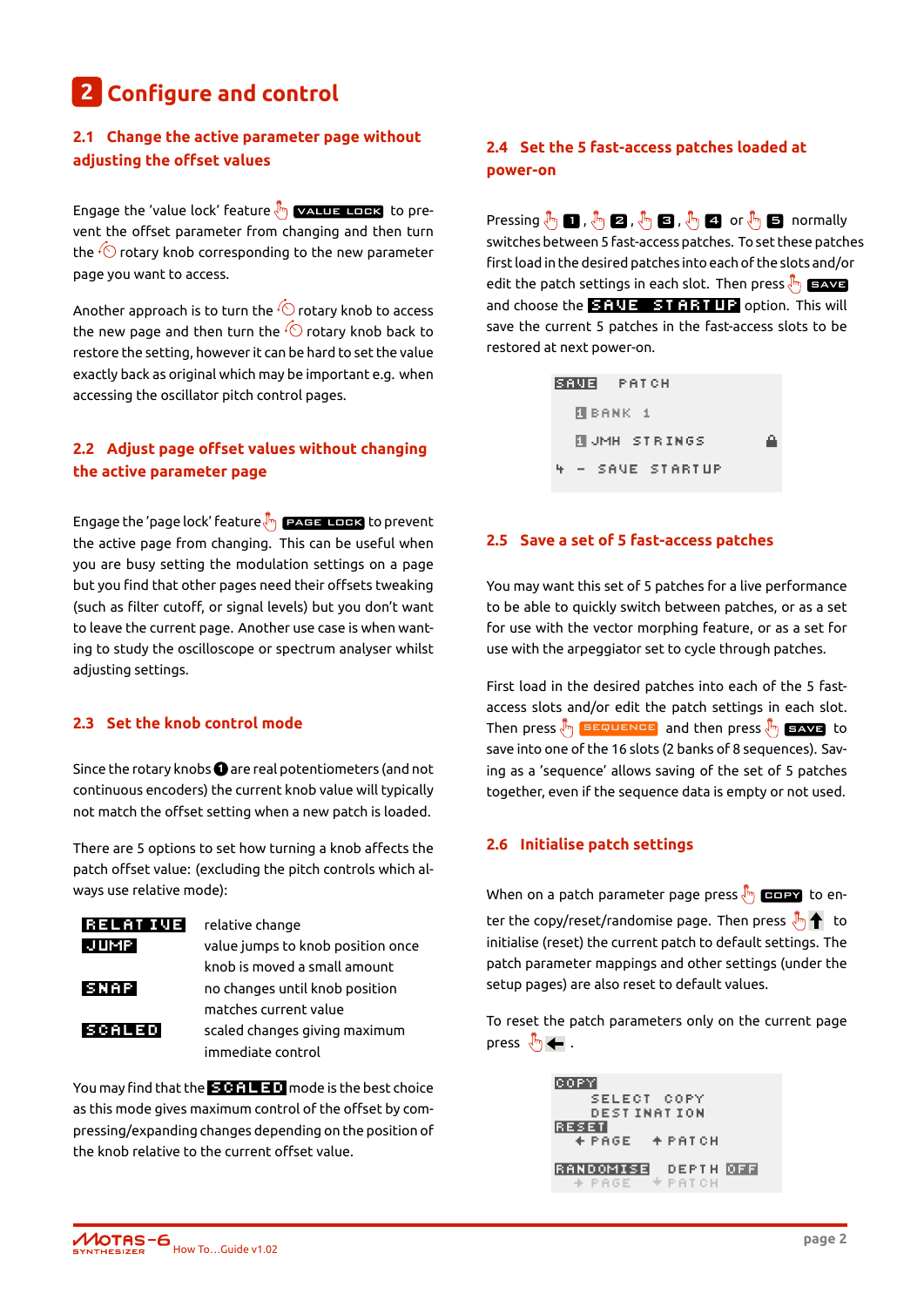# 2 Configure and control

## 2.1 Change the active parameter page without adjusting the offset values

Engage the 'value lock' feature VALUE LOCK to prevent the offset parameter from changing and then turn the rotary knob corresponding to the new parameter page you want to access.

Another approach is to turn the rotary knob to access the new page and then turn the rotary knob back to restore the setting, however it can be hard to set the value exactly back as original which may be important e.g. when accessing the oscillator pitch control pages.

## 2.2 Adjust page offset values without changing the active parameter page

Engage the 'page lock' feature PAGE LOCK to prevent the active page from changing. This can be useful when you are busy setting the modulation settings on a page but you find that other pages need their offsets tweaking (such as filter cutoff, or signal levels) but you don't want to leave the current page. Another use case is when wanting to study the oscilloscope or spectrum analyser whilst adjusting settings.

## 2.3 Set the knob control mode

Since the rotary knobs 1 are real potentiometers (and not continuous encoders) the current knob value will typically not match the offset setting when a new patch is loaded.

There are 5 options to set how turning a knob affects the patch offset value: (excluding the pitch controls which always use relative mode):

| | |
|---|---|
| RELATIVE | relative change |
| JUMP | value jumps to knob position once knob is moved a small amount |
| SNAP | no changes until knob position matches current value |
| SCALED | scaled changes giving maximum immediate control |

You may find that the SCALED mode is the best choice as this mode gives maximum control of the offset by compressing/expanding changes depending on the position of the knob relative to the current offset value.

## 2.4 Set the 5 fast-access patches loaded at power-on

Pressing 1, 2, 3, 4 or 5 normally switches between 5 fast-access patches. To set these patches first load in the desired patches into each of the slots and/or edit the patch settings in each slot. Then press SAVE and choose the SAVE STARTUP option. This will save the current 5 patches in the fast-access slots to be restored at next power-on.

```
SAVE    PATCH
  1 BANK 1
  1 JMH STRINGS
5 - SAVE STARTUP
```

## 2.5 Save a set of 5 fast-access patches

You may want this set of 5 patches for a live performance to be able to quickly switch between patches, or as a set for use with the vector morphing feature, or as a set for use with the arpeggiator set to cycle through patches.

First load in the desired patches into each of the 5 fast-access slots and/or edit the patch settings in each slot. Then press SEQUENCE and then press SAVE to save into one of the 16 slots (2 banks of 8 sequences). Saving as a 'sequence' allows saving of the set of 5 patches together, even if the sequence data is empty or not used.

## 2.6 Initialise patch settings

When on a patch parameter page press COPY to enter the copy/reset/randomise page. Then press ↑ to initialise (reset) the current patch to default settings. The patch parameter mappings and other settings (under the setup pages) are also reset to default values.

To reset the patch parameters only on the current page press ←.

```
COPY
    SELECT COPY
    DESTINATION
RESET
  ← PAGE    ↑ PATCH

RANDOMISE   DEPTH OFF
  → PAGE    ↓ PATCH
```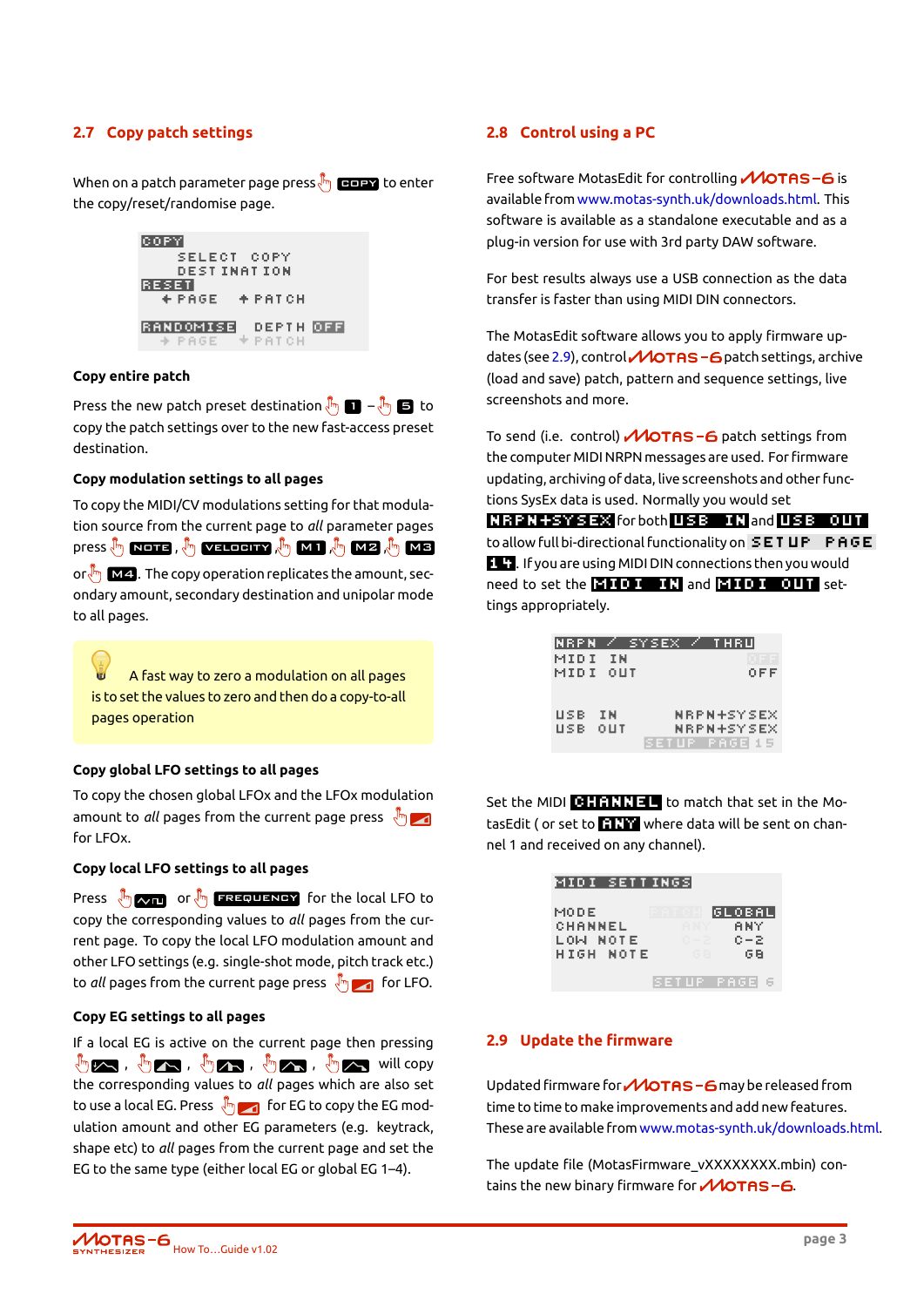## 2.7 Copy patch settings

When on a patch parameter page press COPY to enter the copy/reset/randomise page.

```
COPY
    SELECT COPY
    DESTINATION
RESET
  + PAGE    + PATCH

RANDOMISE   DEPTH OFF
  + PAGE    + PATCH
```

### Copy entire patch

Press the new patch preset destination 1 – 5 to copy the patch settings over to the new fast-access preset destination.

### Copy modulation settings to all pages

To copy the MIDI/CV modulations setting for that modulation source from the current page to *all* parameter pages press NOTE, VELOCITY, M1, M2, M3 or M4. The copy operation replicates the amount, secondary amount, secondary destination and unipolar mode to all pages.

> A fast way to zero a modulation on all pages is to set the values to zero and then do a copy-to-all pages operation

### Copy global LFO settings to all pages

To copy the chosen global LFOx and the LFOx modulation amount to *all* pages from the current page press for LFOx.

### Copy local LFO settings to all pages

Press or FREQUENCY for the local LFO to copy the corresponding values to *all* pages from the current page. To copy the local LFO modulation amount and other LFO settings (e.g. single-shot mode, pitch track etc.) to *all* pages from the current page press for LFO.

### Copy EG settings to all pages

If a local EG is active on the current page then pressing , , , , will copy the corresponding values to *all* pages which are also set to use a local EG. Press for EG to copy the EG modulation amount and other EG parameters (e.g. keytrack, shape etc) to *all* pages from the current page and set the EG to the same type (either local EG or global EG 1–4).

## 2.8 Control using a PC

Free software MotasEdit for controlling MOTAS-6 is available from www.motas-synth.uk/downloads.html. This software is available as a standalone executable and as a plug-in version for use with 3rd party DAW software.

For best results always use a USB connection as the data transfer is faster than using MIDI DIN connectors.

The MotasEdit software allows you to apply firmware updates (see 2.9), control MOTAS-6 patch settings, archive (load and save) patch, pattern and sequence settings, live screenshots and more.

To send (i.e. control) MOTAS-6 patch settings from the computer MIDI NRPN messages are used. For firmware updating, archiving of data, live screenshots and other functions SysEx data is used. Normally you would set NRPN+SYSEX for both USB IN and USB OUT to allow full bi-directional functionality on SETUP PAGE 14. If you are using MIDI DIN connections then you would need to set the MIDI IN and MIDI OUT settings appropriately.

```
NRPN / SYSEX / THRU
MIDI IN              OFF
MIDI OUT             OFF

USB IN       NRPN+SYSEX
USB OUT      NRPN+SYSEX
SETUP PAGE 15
```

Set the MIDI CHANNEL to match that set in the MotasEdit ( or set to ANY where data will be sent on channel 1 and received on any channel).

```
MIDI SETTINGS

MODE        PATCH  GLOBAL
CHANNEL     ANY    ANY
LOW NOTE    C-2    C-2
HIGH NOTE   G8     G8
SETUP PAGE 6
```

## 2.9 Update the firmware

Updated firmware for MOTAS-6 may be released from time to time to make improvements and add new features. These are available from www.motas-synth.uk/downloads.html.

The update file (MotasFirmware_vXXXXXXXX.mbin) contains the new binary firmware for MOTAS-6.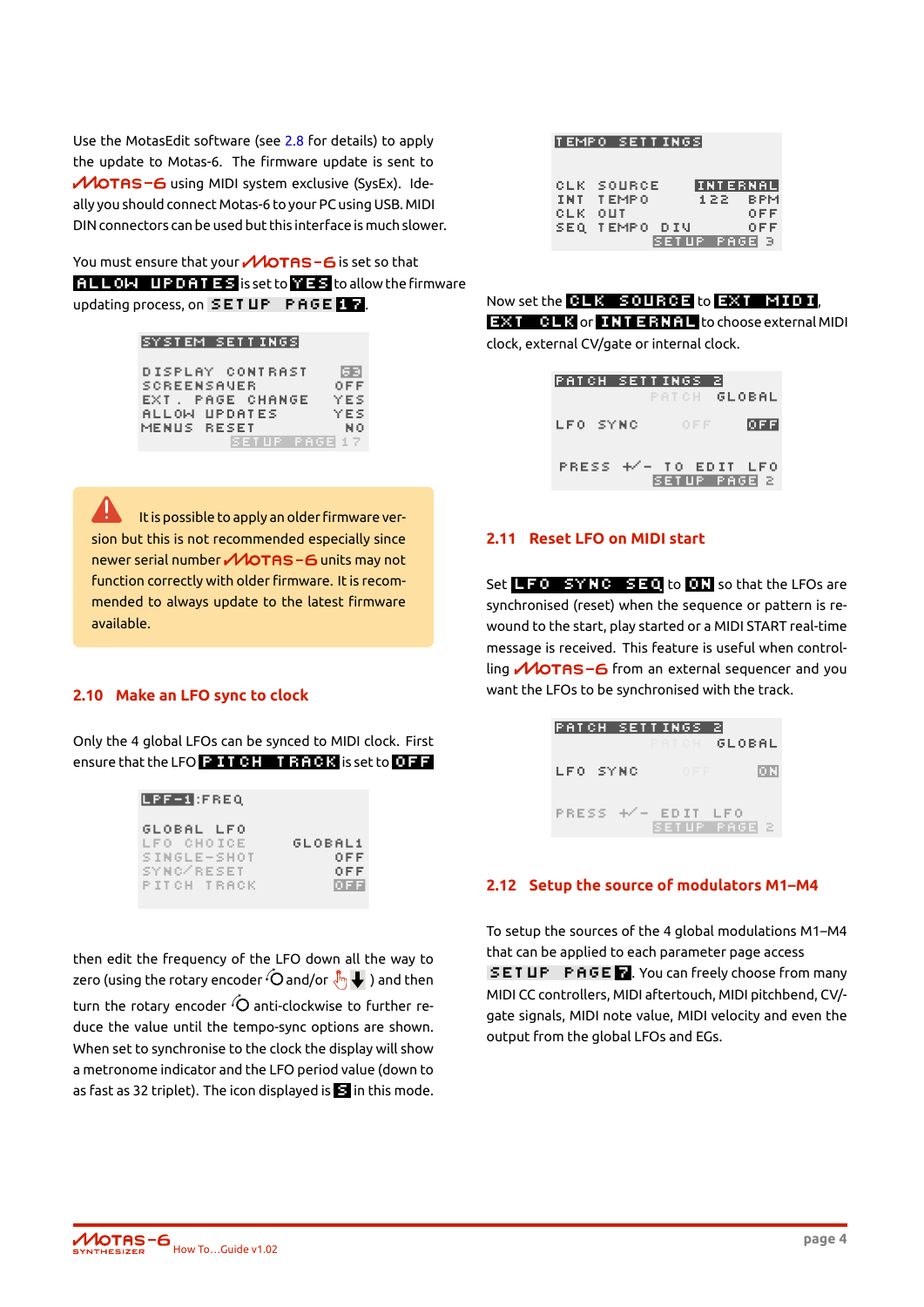Use the MotasEdit software (see 2.8 for details) to apply the update to Motas-6. The firmware update is sent to MOTAS-6 using MIDI system exclusive (SysEx). Ideally you should connect Motas-6 to your PC using USB. MIDI DIN connectors can be used but this interface is much slower.

You must ensure that your MOTAS-6 is set so that ALLOW UPDATES is set to YES to allow the firmware updating process, on SETUP PAGE 17.

```
SYSTEM SETTINGS

DISPLAY CONTRAST      63
SCREENSAVER          OFF
EXT. PAGE CHANGE     YES
ALLOW UPDATES        YES
MENUS RESET           NO
             SETUP PAGE 17
```

It is possible to apply an older firmware version but this is not recommended especially since newer serial number MOTAS-6 units may not function correctly with older firmware. It is recommended to always update to the latest firmware available.

## 2.10 Make an LFO sync to clock

Only the 4 global LFOs can be synced to MIDI clock. First ensure that the LFO PITCH TRACK is set to OFF

```
LPF-1:FREQ

GLOBAL LFO
LFO CHOICE        GLOBAL1
SINGLE-SHOT           OFF
SYNC/RESET            OFF
PITCH TRACK           OFF
```

then edit the frequency of the LFO down all the way to zero (using the rotary encoder and/or ) and then turn the rotary encoder anti-clockwise to further reduce the value until the tempo-sync options are shown. When set to synchronise to the clock the display will show a metronome indicator and the LFO period value (down to as fast as 32 triplet). The icon displayed is in this mode.

```
TEMPO SETTINGS

CLK SOURCE       INTERNAL
INT TEMPO         122 BPM
CLK OUT               OFF
SEQ TEMPO DIV         OFF
             SETUP PAGE 3
```

Now set the CLK SOURCE to EXT MIDI, EXT CLK or INTERNAL to choose external MIDI clock, external CV/gate or internal clock.

```
PATCH SETTINGS 2
              PATCH GLOBAL

LFO SYNC        OFF   OFF

PRESS +/- TO EDIT LFO
             SETUP PAGE 2
```

## 2.11 Reset LFO on MIDI start

Set LFO SYNC SEQ to ON so that the LFOs are synchronised (reset) when the sequence or pattern is rewound to the start, play started or a MIDI START real-time message is received. This feature is useful when controlling MOTAS-6 from an external sequencer and you want the LFOs to be synchronised with the track.

```
PATCH SETTINGS 2
              PATCH GLOBAL

LFO SYNC        OFF    ON

PRESS +/- EDIT LFO
             SETUP PAGE 2
```

## 2.12 Setup the source of modulators M1–M4

To setup the sources of the 4 global modulations M1–M4 that can be applied to each parameter page access SETUP PAGE 7. You can freely choose from many MIDI CC controllers, MIDI aftertouch, MIDI pitchbend, CV/-gate signals, MIDI note value, MIDI velocity and even the output from the global LFOs and EGs.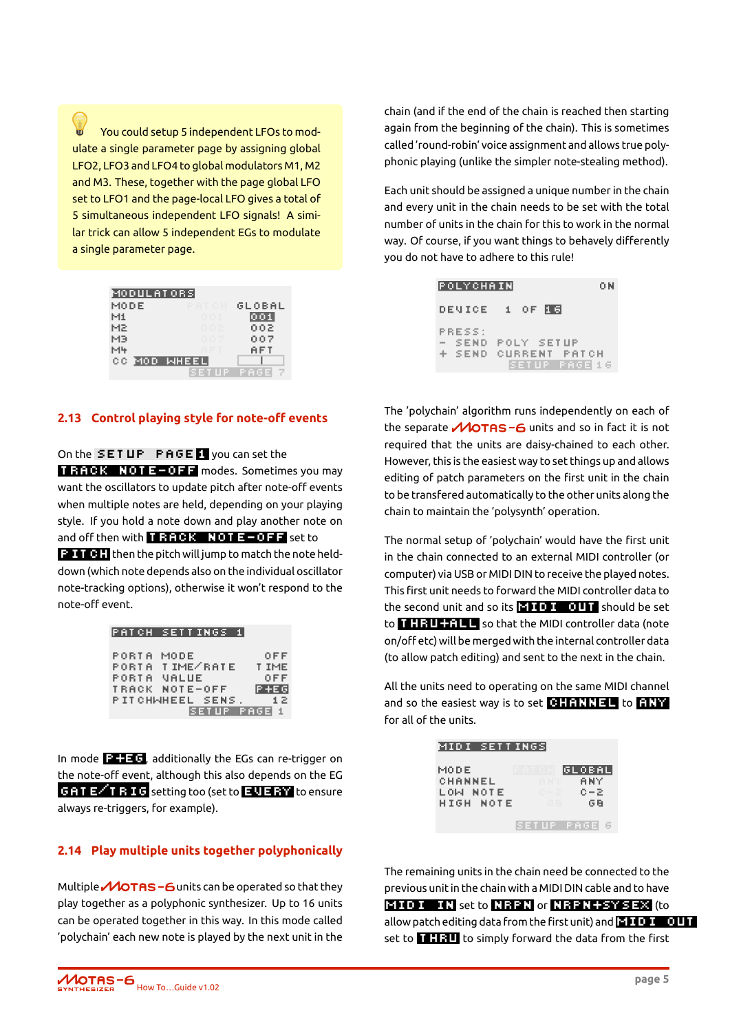💡 You could setup 5 independent LFOs to modulate a single parameter page by assigning global LFO2, LFO3 and LFO4 to global modulators M1, M2 and M3. These, together with the page global LFO set to LFO1 and the page-local LFO gives a total of 5 simultaneous independent LFO signals! A similar trick can allow 5 independent EGs to modulate a single parameter page.

```
MODULATORS
MODE        PATCH  GLOBAL
M1          001    001
M2          002    002
M3          007    007
M4          AFT    AFT
CC MOD WHEEL
             SETUP PAGE 7
```

## 2.13 Control playing style for note-off events

On the **SETUP PAGE 1** you can set the **TRACK NOTE-OFF** modes. Sometimes you may want the oscillators to update pitch after note-off events when multiple notes are held, depending on your playing style. If you hold a note down and play another note on and off then with **TRACK NOTE-OFF** set to **PITCH** then the pitch will jump to match the note held-down (which note depends also on the individual oscillator note-tracking options), otherwise it won't respond to the note-off event.

```
PATCH SETTINGS 1

PORTA MODE              OFF
PORTA TIME/RATE        TIME
PORTA VALUE             OFF
TRACK NOTE-OFF         P+EG
PITCHWHEEL SENS.         12
             SETUP PAGE 1
```

In mode **P+EG**, additionally the EGs can re-trigger on the note-off event, although this also depends on the EG **GATE/TRIG** setting too (set to **EVERY** to ensure always re-triggers, for example).

## 2.14 Play multiple units together polyphonically

Multiple MOTAS-6 units can be operated so that they play together as a polyphonic synthesizer. Up to 16 units can be operated together in this way. In this mode called 'polychain' each new note is played by the next unit in the chain (and if the end of the chain is reached then starting again from the beginning of the chain). This is sometimes called 'round-robin' voice assignment and allows true polyphonic playing (unlike the simpler note-stealing method).

Each unit should be assigned a unique number in the chain and every unit in the chain needs to be set with the total number of units in the chain for this to work in the normal way. Of course, if you want things to behavely differently you do not have to adhere to this rule!

```
POLYCHAIN                ON

DEVICE  1 OF 16

PRESS:
- SEND POLY SETUP
+ SEND CURRENT PATCH
             SETUP PAGE 16
```

The 'polychain' algorithm runs independently on each of the separate MOTAS-6 units and so in fact it is not required that the units are daisy-chained to each other. However, this is the easiest way to set things up and allows editing of patch parameters on the first unit in the chain to be transfered automatically to the other units along the chain to maintain the 'polysynth' operation.

The normal setup of 'polychain' would have the first unit in the chain connected to an external MIDI controller (or computer) via USB or MIDI DIN to receive the played notes. This first unit needs to forward the MIDI controller data to the second unit and so its **MIDI OUT** should be set to **THRU+ALL** so that the MIDI controller data (note on/off etc) will be merged with the internal controller data (to allow patch editing) and sent to the next in the chain.

All the units need to operating on the same MIDI channel and so the easiest way is to set **CHANNEL** to **ANY** for all of the units.

```
MIDI SETTINGS

MODE        PATCH  GLOBAL
CHANNEL     ANY    ANY
LOW NOTE    C-2    C-2
HIGH NOTE   G8     G8
             SETUP PAGE 6
```

The remaining units in the chain need be connected to the previous unit in the chain with a MIDI DIN cable and to have **MIDI IN** set to **NRPN** or **NRPN+SYSEX** (to allow patch editing data from the first unit) and **MIDI OUT** set to **THRU** to simply forward the data from the first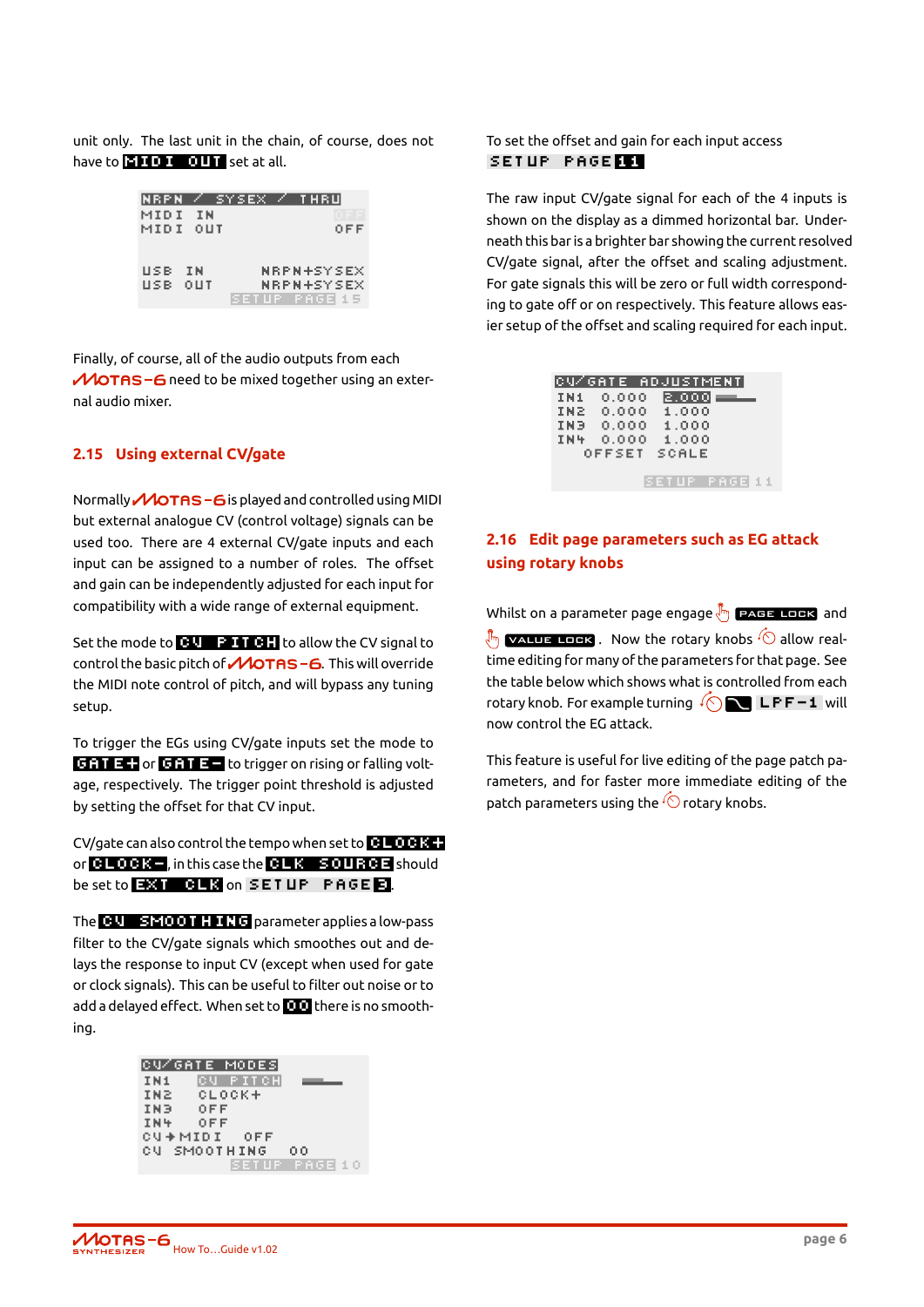unit only. The last unit in the chain, of course, does not have to **MIDI OUT** set at all.

```
NRPN / SYSEX / THRU
MIDI IN                 OFF
MIDI OUT                OFF

USB IN           NRPN+SYSEX
USB OUT          NRPN+SYSEX
                SETUP PAGE 15
```

Finally, of course, all of the audio outputs from each MOTAS-6 need to be mixed together using an external audio mixer.

## 2.15 Using external CV/gate

Normally MOTAS-6 is played and controlled using MIDI but external analogue CV (control voltage) signals can be used too. There are 4 external CV/gate inputs and each input can be assigned to a number of roles. The offset and gain can be independently adjusted for each input for compatibility with a wide range of external equipment.

Set the mode to **CV PITCH** to allow the CV signal to control the basic pitch of MOTAS-6. This will override the MIDI note control of pitch, and will bypass any tuning setup.

To trigger the EGs using CV/gate inputs set the mode to **GATE+** or **GATE-** to trigger on rising or falling voltage, respectively. The trigger point threshold is adjusted by setting the offset for that CV input.

CV/gate can also control the tempo when set to **CLOCK+** or **CLOCK-**, in this case the **CLK SOURCE** should be set to **EXT CLK** on **SETUP PAGE 3**.

The **CV SMOOTHING** parameter applies a low-pass filter to the CV/gate signals which smoothes out and delays the response to input CV (except when used for gate or clock signals). This can be useful to filter out noise or to add a delayed effect. When set to **00** there is no smoothing.

```
CV/GATE MODES
IN1   CV PITCH
IN2   CLOCK+
IN3   OFF
IN4   OFF
CV→MIDI   OFF
CV SMOOTHING   00
                SETUP PAGE 10
```

To set the offset and gain for each input access **SETUP PAGE 11**

The raw input CV/gate signal for each of the 4 inputs is shown on the display as a dimmed horizontal bar. Underneath this bar is a brighter bar showing the current resolved CV/gate signal, after the offset and scaling adjustment. For gate signals this will be zero or full width corresponding to gate off or on respectively. This feature allows easier setup of the offset and scaling required for each input.

```
CV/GATE ADJUSTMENT
IN1   0.000   2.000
IN2   0.000   1.000
IN3   0.000   1.000
IN4   0.000   1.000
     OFFSET   SCALE
                SETUP PAGE 11
```

## 2.16 Edit page parameters such as EG attack using rotary knobs

Whilst on a parameter page engage **PAGE LOCK** and **VALUE LOCK**. Now the rotary knobs allow real-time editing for many of the parameters for that page. See the table below which shows what is controlled from each rotary knob. For example turning **LPF-1** will now control the EG attack.

This feature is useful for live editing of the page patch parameters, and for faster more immediate editing of the patch parameters using the rotary knobs.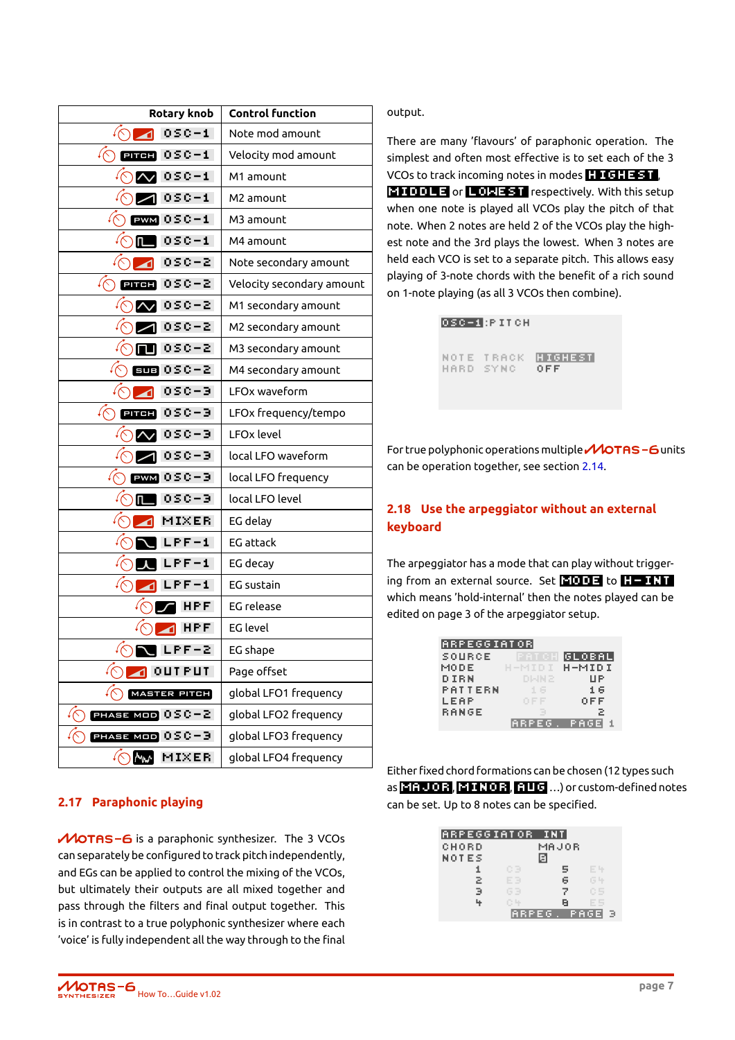| Rotary knob | Control function |
|---|---|
| OSC-1 | Note mod amount |
| PITCH OSC-1 | Velocity mod amount |
| OSC-1 | M1 amount |
| OSC-1 | M2 amount |
| PWM OSC-1 | M3 amount |
| OSC-1 | M4 amount |
| OSC-2 | Note secondary amount |
| PITCH OSC-2 | Velocity secondary amount |
| OSC-2 | M1 secondary amount |
| OSC-2 | M2 secondary amount |
| OSC-2 | M3 secondary amount |
| SUB OSC-2 | M4 secondary amount |
| OSC-3 | LFOx waveform |
| PITCH OSC-3 | LFOx frequency/tempo |
| OSC-3 | LFOx level |
| OSC-3 | local LFO waveform |
| PWM OSC-3 | local LFO frequency |
| OSC-3 | local LFO level |
| MIXER | EG delay |
| LPF-1 | EG attack |
| LPF-1 | EG decay |
| LPF-1 | EG sustain |
| HPF | EG release |
| HPF | EG level |
| LPF-2 | EG shape |
| OUTPUT | Page offset |
| MASTER PITCH | global LFO1 frequency |
| PHASE MOD OSC-2 | global LFO2 frequency |
| PHASE MOD OSC-3 | global LFO3 frequency |
| MIXER | global LFO4 frequency |

## 2.17 Paraphonic playing

MOTAS-6 is a paraphonic synthesizer. The 3 VCOs can separately be configured to track pitch independently, and EGs can be applied to control the mixing of the VCOs, but ultimately their outputs are all mixed together and pass through the filters and final output together. This is in contrast to a true polyphonic synthesizer where each 'voice' is fully independent all the way through to the final output.

There are many 'flavours' of paraphonic operation. The simplest and often most effective is to set each of the 3 VCOs to track incoming notes in modes **HIGHEST**, **MIDDLE** or **LOWEST** respectively. With this setup when one note is played all VCOs play the pitch of that note. When 2 notes are held 2 of the VCOs play the highest note and the 3rd plays the lowest. When 3 notes are held each VCO is set to a separate pitch. This allows easy playing of 3-note chords with the benefit of a rich sound on 1-note playing (as all 3 VCOs then combine).

```
OSC-1:PITCH

NOTE TRACK   HIGHEST
HARD SYNC    OFF
```

For true polyphonic operations multiple MOTAS-6 units can be operation together, see section 2.14.

## 2.18 Use the arpeggiator without an external keyboard

The arpeggiator has a mode that can play without triggering from an external source. Set **MODE** to **H-INT** which means 'hold-internal' then the notes played can be edited on page 3 of the arpeggiator setup.

```
ARPEGGIATOR
SOURCE     PATCH   GLOBAL
MODE       H-MIDI  H-MIDI
DIRN       DWN2    UP
PATTERN    16      16
LEAP       OFF     OFF
RANGE      3       2
              ARPEG. PAGE 1
```

Either fixed chord formations can be chosen (12 types such as **MAJOR**, **MINOR**, **AUG** ...) or custom-defined notes can be set. Up to 8 notes can be specified.

```
ARPEGGIATOR INT
CHORD        MAJOR
NOTES        8
  1   C3      5   E4
  2   E3      6   G4
  3   G3      7   C5
  4   C4      8   E5
              ARPEG. PAGE 3
```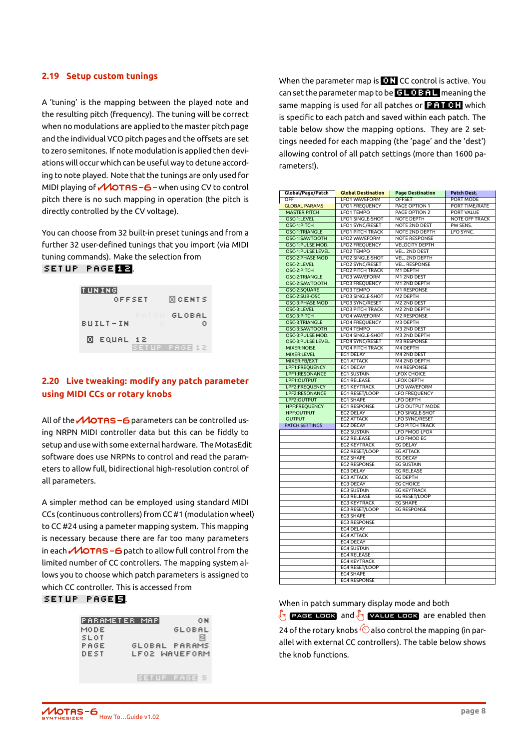## 2.19 Setup custom tunings

A 'tuning' is the mapping between the played note and the resulting pitch (frequency). The tuning will be correct when no modulations are applied to the master pitch page and the individual VCO pitch pages and the offsets are set to zero semitones. If note modulation is applied then deviations will occur which can be useful way to detune according to note played. Note that the tunings are only used for MIDI playing of MOTAS-6 – when using CV to control pitch there is no such mapping in operation (the pitch is directly controlled by the CV voltage).

You can choose from 32 built-in preset tunings and from a further 32 user-defined tunings that you import (via MIDI tuning commands). Make the selection from SETUP PAGE 12.

```
TUNING
        OFFSET        0 CENTS
              PATCH  GLOBAL
BUILT-IN        0       0
 0 EQUAL 12
              SETUP PAGE 12
```

## 2.20 Live tweaking: modify any patch parameter using MIDI CCs or rotary knobs

All of the MOTAS-6 parameters can be controlled using NRPN MIDI controller data but this can be fiddly to setup and use with some external hardware. The MotasEdit software does use NRPNs to control and read the parameters to allow full, bidirectional high-resolution control of all parameters.

A simpler method can be employed using standard MIDI CCs (continuous controllers) from CC #1 (modulation wheel) to CC #24 using a pameter mapping system. This mapping is necessary because there are far too many parameters in each MOTAS-6 patch to allow full control from the limited number of CC controllers. The mapping system allows you to choose which patch parameters is assigned to which CC controller. This is accessed from SETUP PAGE 5.

```
PARAMETER MAP            ON
MODE                 GLOBAL
SLOT                      8
PAGE          GLOBAL PARAMS
DEST           LFO2 WAVEFORM

                SETUP PAGE 5
```

When the parameter map is ON CC control is active. You can set the parameter map to be GLOBAL meaning the same mapping is used for all patches or PATCH which is specific to each patch and saved within each patch. The table below show the mapping options. They are 2 settings needed for each mapping (the 'page' and the 'dest') allowing control of all patch settings (more than 1600 parameters!).

| Global/Page/Patch | Global Destination | Page Destination | Patch Dest. |
|---|---|---|---|
| OFF | LFO1 WAVEFORM | OFFSET | PORT MODE |
| GLOBAL PARAMS | LFO1 FREQUENCY | PAGE OPTION 1 | PORT TIME/RATE |
| MASTER PITCH | LFO1 TEMPO | PAGE OPTION 2 | PORT VALUE |
| OSC-1:LEVEL | LFO1 SINGLE-SHOT | NOTE DEPTH | NOTE OFF TRACK |
| OSC-1:PITCH | LFO1 SYNC/RESET | NOTE 2ND DEST | PW SENS. |
| OSC-1:TRIANGLE | LFO1 PITCH TRACK | NOTE 2ND DEPTH | LFO SYNC. |
| OSC-1:SAWTOOTH | LFO2 WAVEFORM | NOTE RESPONSE | |
| OSC-1:PULSE MOD. | LFO2 FREQUENCY | VELOCITY DEPTH | |
| OSC-1:PULSE LEVEL | LFO2 TEMPO | VEL. 2ND DEST | |
| OSC-2:PHASE MOD | LFO2 SINGLE-SHOT | VEL. 2ND DEPTH | |
| OSC-2:LEVEL | LFO2 SYNC/RESET | VEL. RESPONSE | |
| OSC-2:PITCH | LFO2 PITCH TRACK | M1 DEPTH | |
| OSC-2:TRIANGLE | LFO3 WAVEFORM | M1 2ND DEST | |
| OSC-2:SAWTOOTH | LFO3 FREQUENCY | M1 2ND DEPTH | |
| OSC-2:SQUARE | LFO3 TEMPO | M1 RESPONSE | |
| OSC-2:SUB-OSC | LFO3 SINGLE-SHOT | M2 DEPTH | |
| OSC-3:PHASE MOD | LFO3 SYNC/RESET | M2 2ND DEST | |
| OSC-3:LEVEL | LFO3 PITCH TRACK | M2 2ND DEPTH | |
| OSC-3:PITCH | LFO4 WAVEFORM | M2 RESPONSE | |
| OSC-3:TRIANGLE | LFO4 FREQUENCY | M3 DEPTH | |
| OSC-3:SAWTOOTH | LFO4 TEMPO | M3 2ND DEST | |
| OSC-3:PULSE MOD. | LFO4 SINGLE-SHOT | M3 2ND DEPTH | |
| OSC-3:PULSE LEVEL | LFO4 SYNC/RESET | M3 RESPONSE | |
| MIXER:NOISE | LFO4 PITCH TRACK | M4 DEPTH | |
| MIXER:LEVEL | EG1 DELAY | M4 2ND DEST | |
| MIXER:FB/EXT | EG1 ATTACK | M4 2ND DEPTH | |
| LPF1:FREQUENCY | EG1 DECAY | M4 RESPONSE | |
| LPF1:RESONANCE | EG1 SUSTAIN | LFOX CHOICE | |
| LPF1:OUTPUT | EG1 RELEASE | LFOX DEPTH | |
| LPF2:FREQUENCY | EG1 KEYTRACK | LFO WAVEFORM | |
| LPF2:RESONANCE | EG1 RESET/LOOP | LFO FREQUENCY | |
| LPF2:OUTPUT | EG1 SHAPE | LFO DEPTH | |
| HPF:FREQUENCY | EG1 RESPONSE | LFO OUTPUT MODE | |
| HPF:OUTPUT | EG2 DELAY | LFO SINGLE-SHOT | |
| OUTPUT | EG2 ATTACK | LFO SYNC/RESET | |
| PATCH SETTINGS | EG2 DECAY | LFO PITCH TRACK | |
| | EG2 SUSTAIN | LFO FMOD LFOX | |
| | EG2 RELEASE | LFO FMOD EG | |
| | EG2 KEYTRACK | EG DELAY | |
| | EG2 RESET/LOOP | EG ATTACK | |
| | EG2 SHAPE | EG DECAY | |
| | EG2 RESPONSE | EG SUSTAIN | |
| | EG3 DELAY | EG RELEASE | |
| | EG3 ATTACK | EG DEPTH | |
| | EG3 DECAY | EG CHOICE | |
| | EG3 SUSTAIN | EG KEYTRACK | |
| | EG3 RELEASE | EG RESET/LOOP | |
| | EG3 KEYTRACK | EG SHAPE | |
| | EG3 RESET/LOOP | EG RESPONSE | |
| | EG3 SHAPE | | |
| | EG3 RESPONSE | | |
| | EG4 DELAY | | |
| | EG4 ATTACK | | |
| | EG4 DECAY | | |
| | EG4 SUSTAIN | | |
| | EG4 RELEASE | | |
| | EG4 KEYTRACK | | |
| | EG4 RESET/LOOP | | |
| | EG4 SHAPE | | |
| | EG4 RESPONSE | | |

When in patch summary display mode and both PAGE LOCK and VALUE LOCK are enabled then 24 of the rotary knobs also control the mapping (in parallel with external CC controllers). The table below shows the knob functions.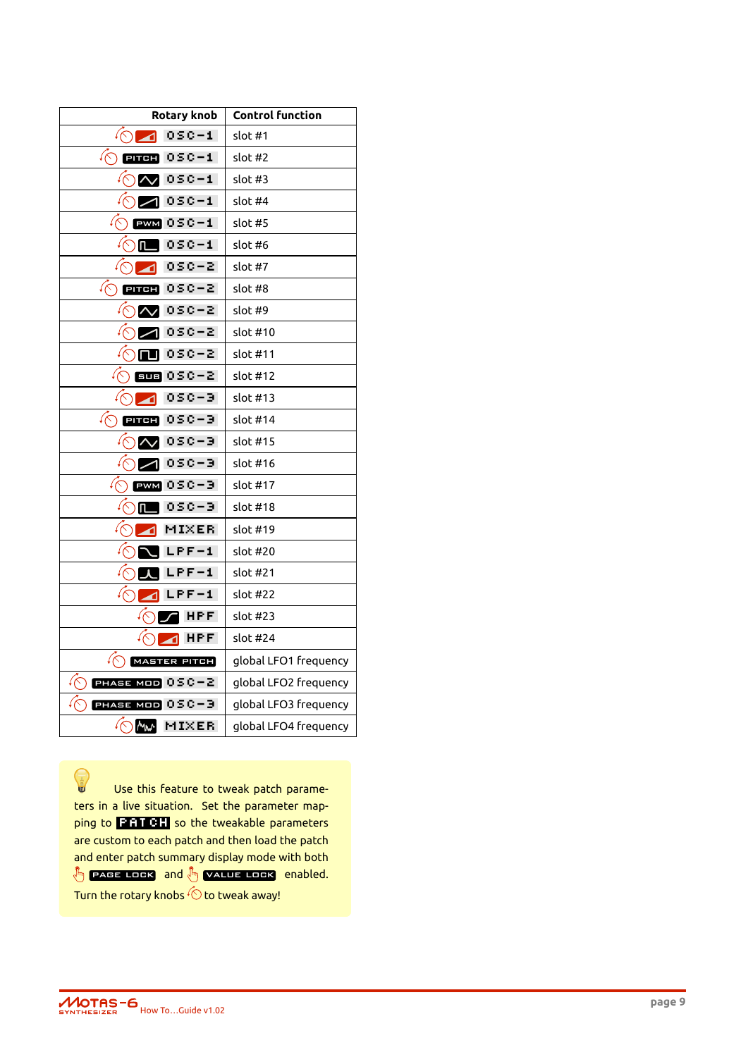| Rotary knob | Control function |
|---|---|
| OSC-1 | slot #1 |
| PITCH OSC-1 | slot #2 |
| OSC-1 | slot #3 |
| OSC-1 | slot #4 |
| PWM OSC-1 | slot #5 |
| OSC-1 | slot #6 |
| OSC-2 | slot #7 |
| PITCH OSC-2 | slot #8 |
| OSC-2 | slot #9 |
| OSC-2 | slot #10 |
| OSC-2 | slot #11 |
| SUB OSC-2 | slot #12 |
| OSC-3 | slot #13 |
| PITCH OSC-3 | slot #14 |
| OSC-3 | slot #15 |
| OSC-3 | slot #16 |
| PWM OSC-3 | slot #17 |
| OSC-3 | slot #18 |
| MIXER | slot #19 |
| LPF-1 | slot #20 |
| LPF-1 | slot #21 |
| LPF-1 | slot #22 |
| HPF | slot #23 |
| HPF | slot #24 |
| MASTER PITCH | global LFO1 frequency |
| PHASE MOD OSC-2 | global LFO2 frequency |
| PHASE MOD OSC-3 | global LFO3 frequency |
| MIXER | global LFO4 frequency |

Use this feature to tweak patch parameters in a live situation. Set the parameter mapping to PATCH so the tweakable parameters are custom to each patch and then load the patch and enter patch summary display mode with both PAGE LOCK and VALUE LOCK enabled. Turn the rotary knobs to tweak away!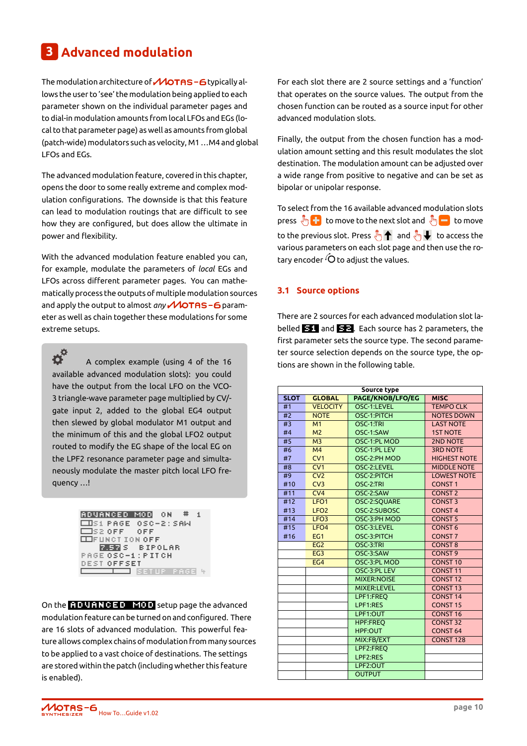# 3 Advanced modulation

The modulation architecture of MOTAS-6 typically allows the user to 'see' the modulation being applied to each parameter shown on the individual parameter pages and to dial-in modulation amounts from local LFOs and EGs (local to that parameter page) as well as amounts from global (patch-wide) modulators such as velocity, M1 ...M4 and global LFOs and EGs.

The advanced modulation feature, covered in this chapter, opens the door to some really extreme and complex modulation configurations. The downside is that this feature can lead to modulation routings that are difficult to see how they are configured, but allow the ultimate in power and flexibility.

With the advanced modulation feature enabled you can, for example, modulate the parameters of *local* EGs and LFOs across different parameter pages. You can mathematically process the outputs of multiple modulation sources and apply the output to almost *any* MOTAS-6 parameter as well as chain together these modulations for some extreme setups.

> A complex example (using 4 of the 16 available advanced modulation slots): you could have the output from the local LFO on the VCO-3 triangle-wave parameter page multiplied by CV/-gate input 2, added to the global EG4 output then slewed by global modulator M1 output and the minimum of this and the global LFO2 output routed to modify the EG shape of the local EG on the LPF2 resonance parameter page and simultaneously modulate the master pitch local LFO frequency ...!

```
ADVANCED MOD  ON  # 1
S1 PAGE OSC-2:SAW
S2 OFF    OFF
FUNCTION OFF
   7.57 S  BIPOLAR
PAGE OSC-1:PITCH
DEST OFFSET
          SETUP PAGE 4
```

On the **ADVANCED MOD** setup page the advanced modulation feature can be turned on and configured. There are 16 slots of advanced modulation. This powerful feature allows complex chains of modulation from many sources to be applied to a vast choice of destinations. The settings are stored within the patch (including whether this feature is enabled).

For each slot there are 2 source settings and a 'function' that operates on the source values. The output from the chosen function can be routed as a source input for other advanced modulation slots.

Finally, the output from the chosen function has a modulation amount setting and this result modulates the slot destination. The modulation amount can be adjusted over a wide range from positive to negative and can be set as bipolar or unipolar response.

To select from the 16 available advanced modulation slots press + to move to the next slot and − to move to the previous slot. Press ↑ and ↓ to access the various parameters on each slot page and then use the rotary encoder to adjust the values.

## 3.1 Source options

There are 2 sources for each advanced modulation slot labelled **S1** and **S2**. Each source has 2 parameters, the first parameter sets the source type. The second parameter source selection depends on the source type, the options are shown in the following table.

| | Source type | | |
|---|---|---|---|
| **SLOT** | **GLOBAL** | **PAGE/KNOB/LFO/EG** | **MISC** |
| #1 | VELOCITY | OSC-1:LEVEL | TEMPO CLK |
| #2 | NOTE | OSC-1:PITCH | NOTES DOWN |
| #3 | M1 | OSC-1:TRI | LAST NOTE |
| #4 | M2 | OSC-1:SAW | 1ST NOTE |
| #5 | M3 | OSC-1:PL MOD | 2ND NOTE |
| #6 | M4 | OSC-1:PL LEV | 3RD NOTE |
| #7 | CV1 | OSC-2:PH MOD | HIGHEST NOTE |
| #8 | CV1 | OSC-2:LEVEL | MIDDLE NOTE |
| #9 | CV2 | OSC-2:PITCH | LOWEST NOTE |
| #10 | CV3 | OSC-2:TRI | CONST 1 |
| #11 | CV4 | OSC-2:SAW | CONST 2 |
| #12 | LFO1 | OSC-2:SQUARE | CONST 3 |
| #13 | LFO2 | OSC-2:SUBOSC | CONST 4 |
| #14 | LFO3 | OSC-3:PH MOD | CONST 5 |
| #15 | LFO4 | OSC-3:LEVEL | CONST 6 |
| #16 | EG1 | OSC-3:PITCH | CONST 7 |
| | EG2 | OSC-3:TRI | CONST 8 |
| | EG3 | OSC-3:SAW | CONST 9 |
| | EG4 | OSC-3:PL MOD | CONST 10 |
| | | OSC-3:PL LEV | CONST 11 |
| | | MIXER:NOISE | CONST 12 |
| | | MIXER:LEVEL | CONST 13 |
| | | LPF1:FREQ | CONST 14 |
| | | LPF1:RES | CONST 15 |
| | | LPF1:OUT | CONST 16 |
| | | HPF:FREQ | CONST 32 |
| | | HPF:OUT | CONST 64 |
| | | MIX:FB/EXT | CONST 128 |
| | | LPF2:FREQ | |
| | | LPF2:RES | |
| | | LPF2:OUT | |
| | | OUTPUT | |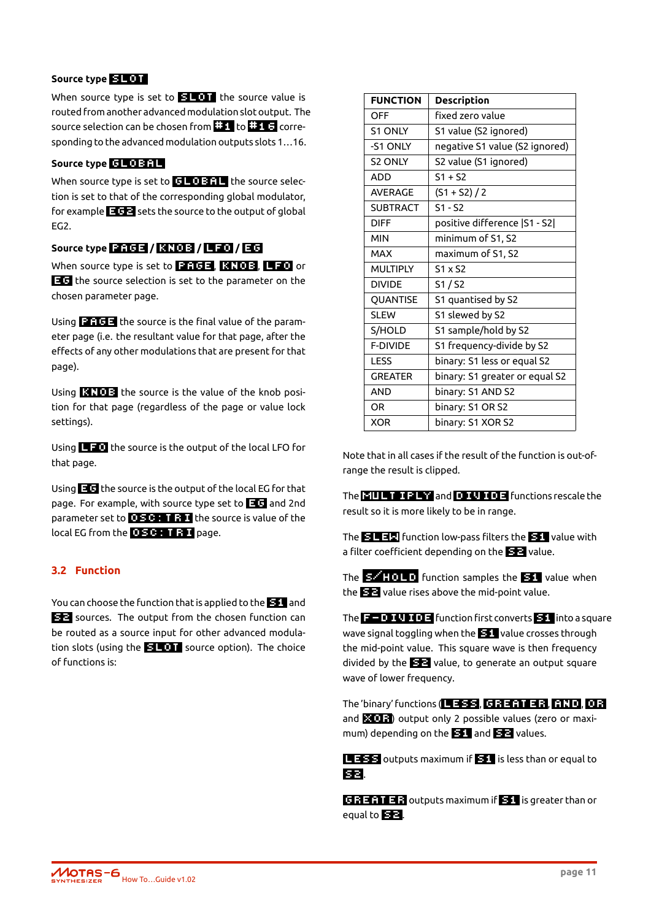### Source type SLOT

When source type is set to SLOT the source value is routed from another advanced modulation slot output. The source selection can be chosen from #1 to #16 corresponding to the advanced modulation outputs slots 1…16.

### Source type GLOBAL

When source type is set to GLOBAL the source selection is set to that of the corresponding global modulator, for example EG2 sets the source to the output of global EG2.

### Source type PAGE / KNOB / LFO / EG

When source type is set to PAGE, KNOB, LFO or EG the source selection is set to the parameter on the chosen parameter page.

Using PAGE the source is the final value of the parameter page (i.e. the resultant value for that page, after the effects of any other modulations that are present for that page).

Using KNOB the source is the value of the knob position for that page (regardless of the page or value lock settings).

Using LFO the source is the output of the local LFO for that page.

Using EG the source is the output of the local EG for that page. For example, with source type set to EG and 2nd parameter set to OSC:TRI the source is value of the local EG from the OSC:TRI page.

## 3.2 Function

You can choose the function that is applied to the S1 and S2 sources. The output from the chosen function can be routed as a source input for other advanced modulation slots (using the SLOT source option). The choice of functions is:

| FUNCTION | Description |
|---|---|
| OFF | fixed zero value |
| S1 ONLY | S1 value (S2 ignored) |
| -S1 ONLY | negative S1 value (S2 ignored) |
| S2 ONLY | S2 value (S1 ignored) |
| ADD | S1 + S2 |
| AVERAGE | (S1 + S2) / 2 |
| SUBTRACT | S1 - S2 |
| DIFF | positive difference \|S1 - S2\| |
| MIN | minimum of S1, S2 |
| MAX | maximum of S1, S2 |
| MULTIPLY | S1 x S2 |
| DIVIDE | S1 / S2 |
| QUANTISE | S1 quantised by S2 |
| SLEW | S1 slewed by S2 |
| S/HOLD | S1 sample/hold by S2 |
| F-DIVIDE | S1 frequency-divide by S2 |
| LESS | binary: S1 less or equal S2 |
| GREATER | binary: S1 greater or equal S2 |
| AND | binary: S1 AND S2 |
| OR | binary: S1 OR S2 |
| XOR | binary: S1 XOR S2 |

Note that in all cases if the result of the function is out-of-range the result is clipped.

The MULTIPLY and DIVIDE functions rescale the result so it is more likely to be in range.

The SLEW function low-pass filters the S1 value with a filter coefficient depending on the S2 value.

The S/HOLD function samples the S1 value when the S2 value rises above the mid-point value.

The F-DIVIDE function first converts S1 into a square wave signal toggling when the S1 value crosses through the mid-point value. This square wave is then frequency divided by the S2 value, to generate an output square wave of lower frequency.

The 'binary' functions (LESS, GREATER, AND, OR and XOR) output only 2 possible values (zero or maximum) depending on the S1 and S2 values.

LESS outputs maximum if S1 is less than or equal to S2.

GREATER outputs maximum if S1 is greater than or equal to S2.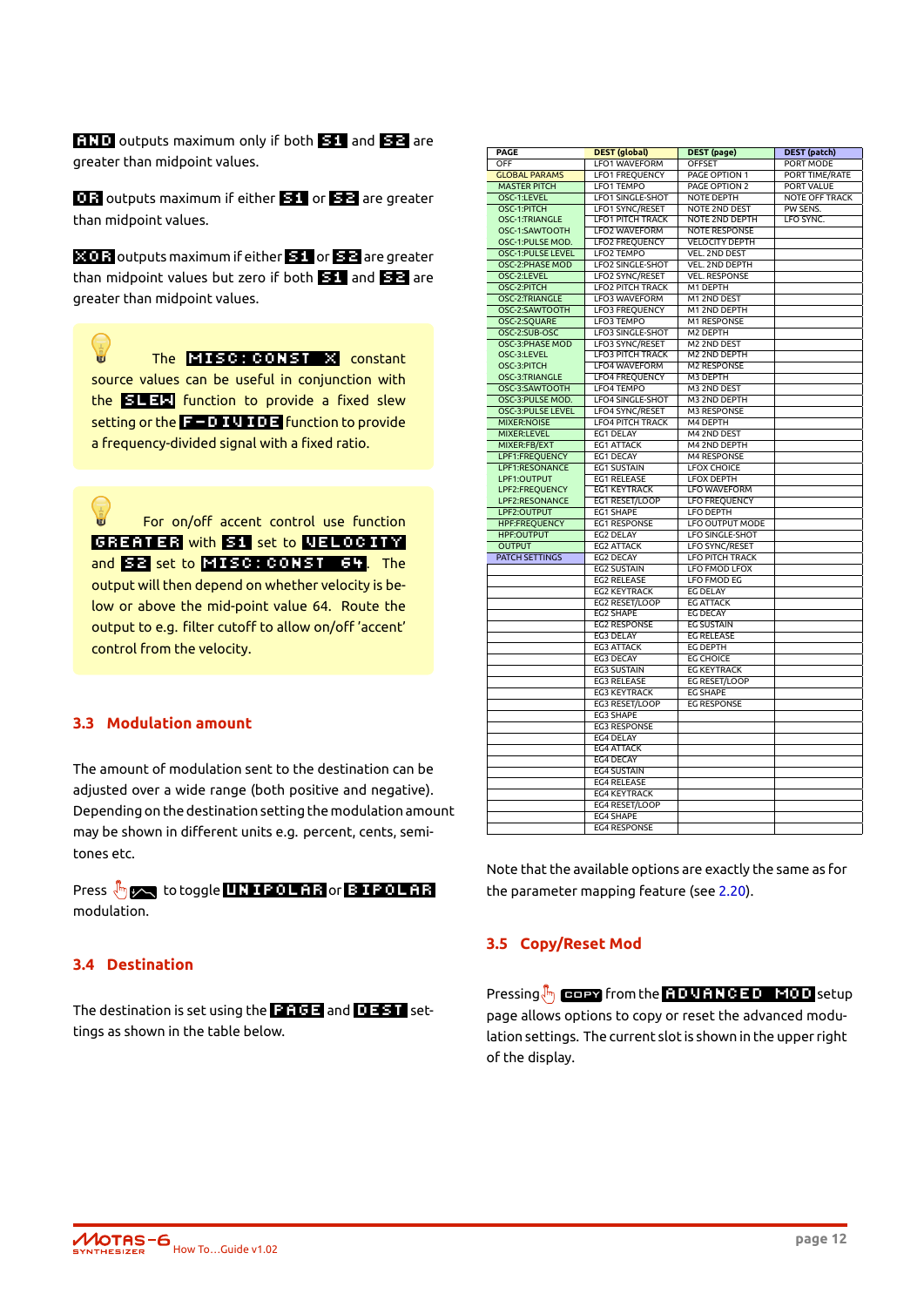**AND** outputs maximum only if both **S1** and **S2** are greater than midpoint values.

**OR** outputs maximum if either **S1** or **S2** are greater than midpoint values.

**XOR** outputs maximum if either **S1** or **S2** are greater than midpoint values but zero if both **S1** and **S2** are greater than midpoint values.

> The **MISC:CONST X** constant source values can be useful in conjunction with the **SLEW** function to provide a fixed slew setting or the **F-DIVIDE** function to provide a frequency-divided signal with a fixed ratio.

> For on/off accent control use function **GREATER** with **S1** set to **VELOCITY** and **S2** set to **MISC:CONST 64**. The output will then depend on whether velocity is below or above the mid-point value 64. Route the output to e.g. filter cutoff to allow on/off 'accent' control from the velocity.

## 3.3 Modulation amount

The amount of modulation sent to the destination can be adjusted over a wide range (both positive and negative). Depending on the destination setting the modulation amount may be shown in different units e.g. percent, cents, semi-tones etc.

Press to toggle **UNIPOLAR** or **BIPOLAR** modulation.

## 3.4 Destination

The destination is set using the **PAGE** and **DEST** settings as shown in the table below.

| PAGE | DEST (global) | DEST (page) | DEST (patch) |
|---|---|---|---|
| OFF | LFO1 WAVEFORM | OFFSET | PORT MODE |
| GLOBAL PARAMS | LFO1 FREQUENCY | PAGE OPTION 1 | PORT TIME/RATE |
| MASTER PITCH | LFO1 TEMPO | PAGE OPTION 2 | PORT VALUE |
| OSC-1:LEVEL | LFO1 SINGLE-SHOT | NOTE DEPTH | NOTE OFF TRACK |
| OSC-1:PITCH | LFO1 SYNC/RESET | NOTE 2ND DEST | PW SENS. |
| OSC-1:TRIANGLE | LFO1 PITCH TRACK | NOTE 2ND DEPTH | LFO SYNC. |
| OSC-1:SAWTOOTH | LFO2 WAVEFORM | NOTE RESPONSE | |
| OSC-1:PULSE MOD. | LFO2 FREQUENCY | VELOCITY DEPTH | |
| OSC-1:PULSE LEVEL | LFO2 TEMPO | VEL. 2ND DEST | |
| OSC-2:PHASE MOD | LFO2 SINGLE-SHOT | VEL. 2ND DEPTH | |
| OSC-2:LEVEL | LFO2 SYNC/RESET | VEL. RESPONSE | |
| OSC-2:PITCH | LFO2 PITCH TRACK | M1 DEPTH | |
| OSC-2:TRIANGLE | LFO3 WAVEFORM | M1 2ND DEST | |
| OSC-2:SAWTOOTH | LFO3 FREQUENCY | M1 2ND DEPTH | |
| OSC-2:SQUARE | LFO3 TEMPO | M1 RESPONSE | |
| OSC-2:SUB-OSC | LFO3 SINGLE-SHOT | M2 DEPTH | |
| OSC-3:PHASE MOD | LFO3 SYNC/RESET | M2 2ND DEST | |
| OSC-3:LEVEL | LFO3 PITCH TRACK | M2 2ND DEPTH | |
| OSC-3:PITCH | LFO4 WAVEFORM | M2 RESPONSE | |
| OSC-3:TRIANGLE | LFO4 FREQUENCY | M3 DEPTH | |
| OSC-3:SAWTOOTH | LFO4 TEMPO | M3 2ND DEST | |
| OSC-3:PULSE MOD. | LFO4 SINGLE-SHOT | M3 2ND DEPTH | |
| OSC-3:PULSE LEVEL | LFO4 SYNC/RESET | M3 RESPONSE | |
| MIXER:NOISE | LFO4 PITCH TRACK | M4 DEPTH | |
| MIXER:LEVEL | EG1 DELAY | M4 2ND DEST | |
| MIXER:FB/EXT | EG1 ATTACK | M4 2ND DEPTH | |
| LPF1:FREQUENCY | EG1 DECAY | M4 RESPONSE | |
| LPF1:RESONANCE | EG1 SUSTAIN | LFOX CHOICE | |
| LPF1:OUTPUT | EG1 RELEASE | LFOX DEPTH | |
| LPF2:FREQUENCY | EG1 KEYTRACK | LFO WAVEFORM | |
| LPF2:RESONANCE | EG1 RESET/LOOP | LFO FREQUENCY | |
| LPF2:OUTPUT | EG1 SHAPE | LFO DEPTH | |
| HPF:FREQUENCY | EG1 RESPONSE | LFO OUTPUT MODE | |
| HPF:OUTPUT | EG2 DELAY | LFO SINGLE-SHOT | |
| OUTPUT | EG2 ATTACK | LFO SYNC/RESET | |
| PATCH SETTINGS | EG2 DECAY | LFO PITCH TRACK | |
| | EG2 SUSTAIN | LFO FMOD LFOX | |
| | EG2 RELEASE | LFO FMOD EG | |
| | EG2 KEYTRACK | EG DELAY | |
| | EG2 RESET/LOOP | EG ATTACK | |
| | EG2 SHAPE | EG DECAY | |
| | EG2 RESPONSE | EG SUSTAIN | |
| | EG3 DELAY | EG RELEASE | |
| | EG3 ATTACK | EG DEPTH | |
| | EG3 DECAY | EG CHOICE | |
| | EG3 SUSTAIN | EG KEYTRACK | |
| | EG3 RELEASE | EG RESET/LOOP | |
| | EG3 KEYTRACK | EG SHAPE | |
| | EG3 RESET/LOOP | EG RESPONSE | |
| | EG3 SHAPE | | |
| | EG3 RESPONSE | | |
| | EG4 DELAY | | |
| | EG4 ATTACK | | |
| | EG4 DECAY | | |
| | EG4 SUSTAIN | | |
| | EG4 RELEASE | | |
| | EG4 KEYTRACK | | |
| | EG4 RESET/LOOP | | |
| | EG4 SHAPE | | |
| | EG4 RESPONSE | | |

Note that the available options are exactly the same as for the parameter mapping feature (see 2.20).

## 3.5 Copy/Reset Mod

Pressing **COPY** from the **ADVANCED MOD** setup page allows options to copy or reset the advanced modulation settings. The current slot is shown in the upper right of the display.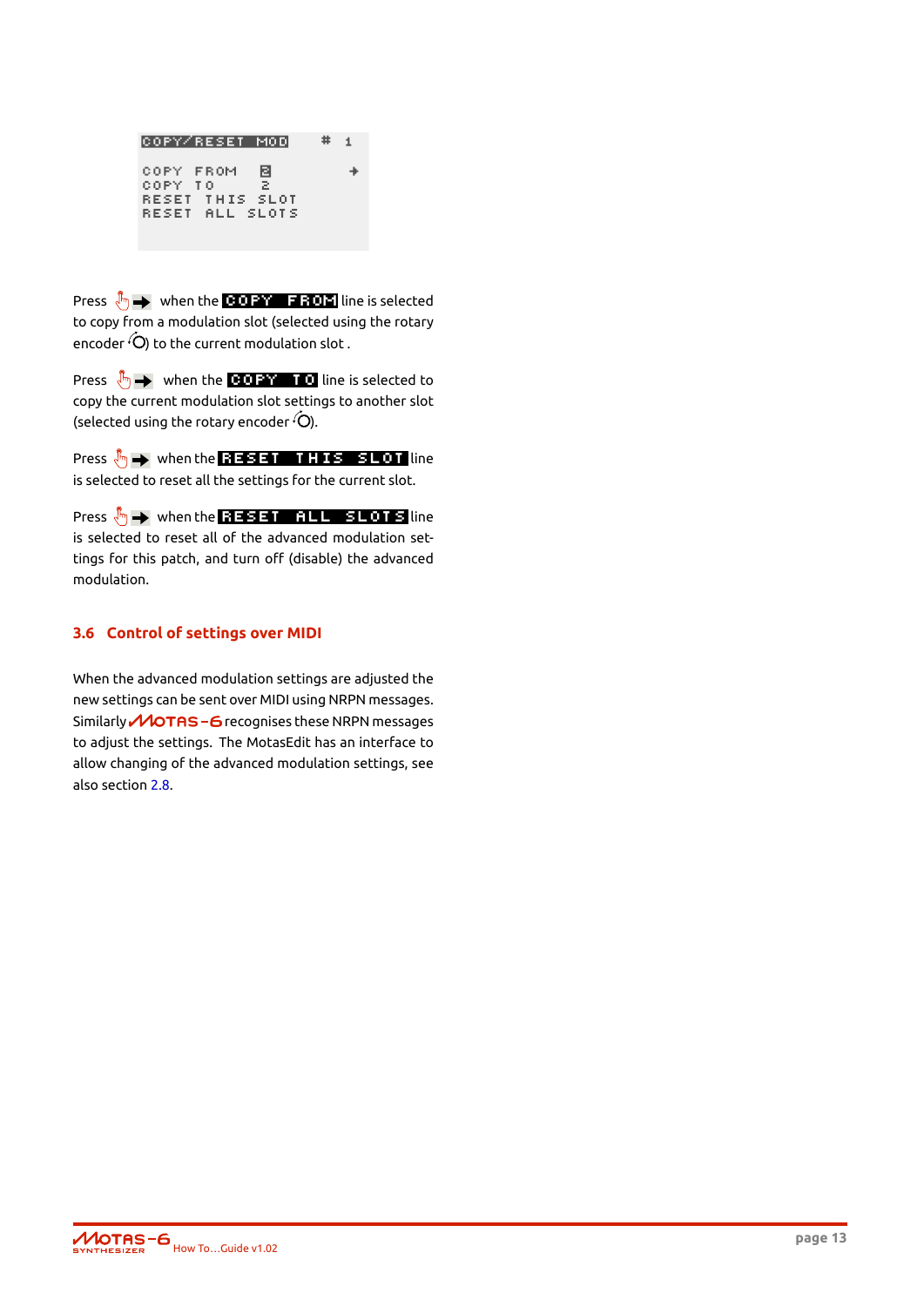```
COPY/RESET MOD          #  1

COPY  FROM    2            →
COPY  TO      2
RESET  THIS  SLOT
RESET  ALL  SLOTS
```

Press 👆➡ when the **COPY FROM** line is selected to copy from a modulation slot (selected using the rotary encoder ⟲) to the current modulation slot .

Press 👆➡ when the **COPY TO** line is selected to copy the current modulation slot settings to another slot (selected using the rotary encoder ⟲).

Press 👆➡ when the **RESET THIS SLOT** line is selected to reset all the settings for the current slot.

Press 👆➡ when the **RESET ALL SLOTS** line is selected to reset all of the advanced modulation settings for this patch, and turn off (disable) the advanced modulation.

### 3.6 Control of settings over MIDI

When the advanced modulation settings are adjusted the new settings can be sent over MIDI using NRPN messages. Similarly MOTAS-6 recognises these NRPN messages to adjust the settings. The MotasEdit has an interface to allow changing of the advanced modulation settings, see also section 2.8.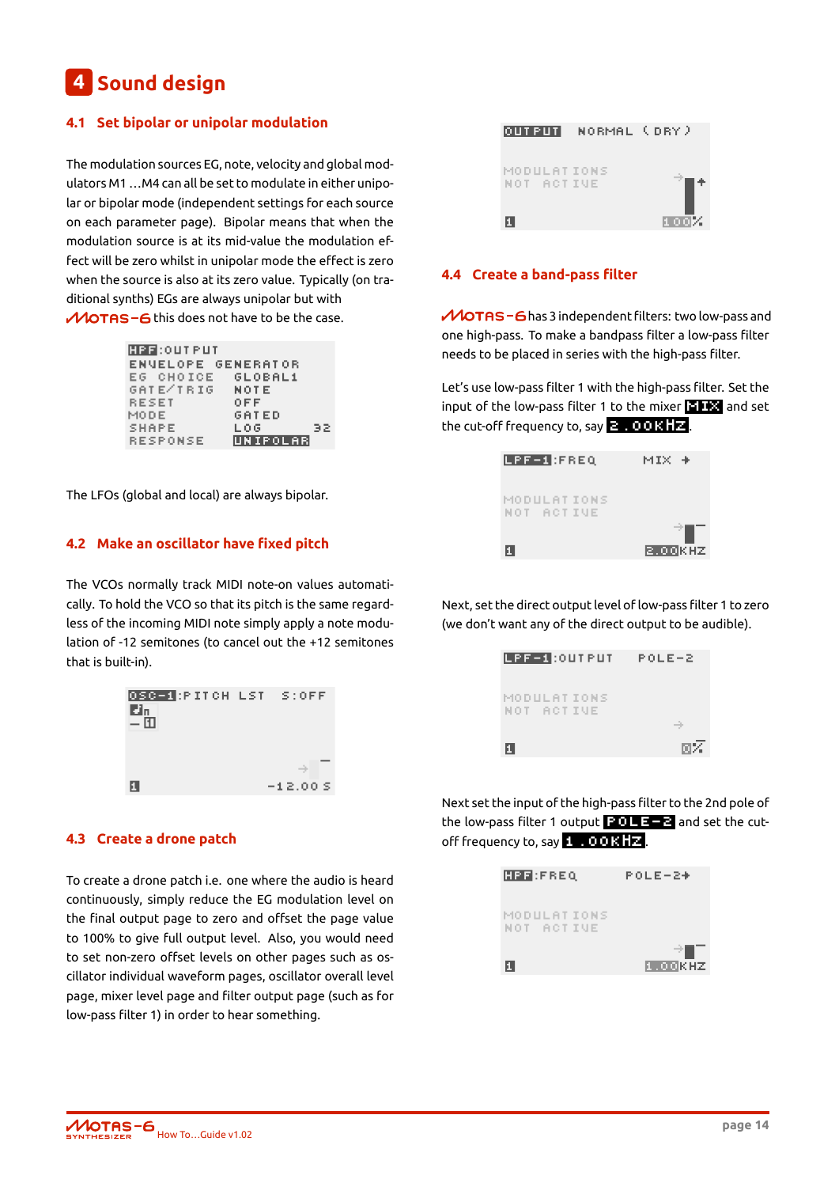# 4 Sound design

## 4.1 Set bipolar or unipolar modulation

The modulation sources EG, note, velocity and global modulators M1 …M4 can all be set to modulate in either unipolar or bipolar mode (independent settings for each source on each parameter page). Bipolar means that when the modulation source is at its mid-value the modulation effect will be zero whilst in unipolar mode the effect is zero when the source is also at its zero value. Typically (on traditional synths) EGs are always unipolar but with MOTAS-6 this does not have to be the case.

```
HPF:OUTPUT
ENVELOPE GENERATOR
EG CHOICE     GLOBAL1
GATE/TRIG     NOTE
RESET         OFF
MODE          GATED
SHAPE         LOG       32
RESPONSE      UNIPOLAR
```

The LFOs (global and local) are always bipolar.

## 4.2 Make an oscillator have fixed pitch

The VCOs normally track MIDI note-on values automatically. To hold the VCO so that its pitch is the same regardless of the incoming MIDI note simply apply a note modulation of -12 semitones (to cancel out the +12 semitones that is built-in).

```
OSC-1:PITCH LST   S:OFF

1                 -12.00 S
```

## 4.3 Create a drone patch

To create a drone patch i.e. one where the audio is heard continuously, simply reduce the EG modulation level on the final output page to zero and offset the page value to 100% to give full output level. Also, you would need to set non-zero offset levels on other pages such as oscillator individual waveform pages, oscillator overall level page, mixer level page and filter output page (such as for low-pass filter 1) in order to hear something.

```
OUTPUT   NORMAL (DRY)

MODULATIONS
NOT ACTIVE

1                100%
```

## 4.4 Create a band-pass filter

MOTAS-6 has 3 independent filters: two low-pass and one high-pass. To make a bandpass filter a low-pass filter needs to be placed in series with the high-pass filter.

Let's use low-pass filter 1 with the high-pass filter. Set the input of the low-pass filter 1 to the mixer MIX and set the cut-off frequency to, say 2.00KHZ.

```
LPF-1:FREQ      MIX →

MODULATIONS
NOT ACTIVE

1              2.00KHZ
```

Next, set the direct output level of low-pass filter 1 to zero (we don't want any of the direct output to be audible).

```
LPF-1:OUTPUT    POLE-2

MODULATIONS
NOT ACTIVE

1                  0%
```

Next set the input of the high-pass filter to the 2nd pole of the low-pass filter 1 output POLE-2 and set the cut-off frequency to, say 1.00KHZ.

```
HPF:FREQ      POLE-2→

MODULATIONS
NOT ACTIVE

1              1.00KHZ
```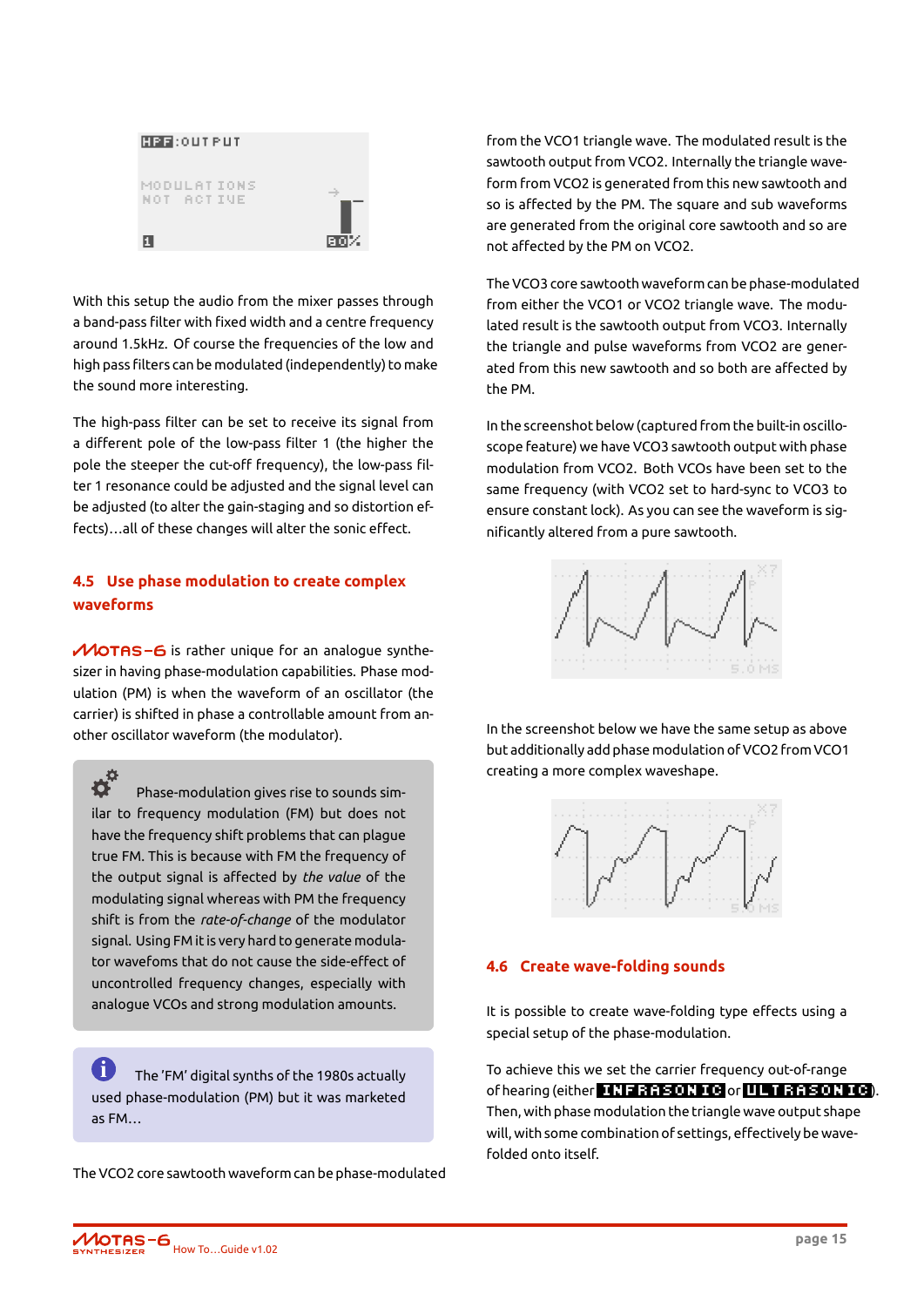With this setup the audio from the mixer passes through a band-pass filter with fixed width and a centre frequency around 1.5kHz. Of course the frequencies of the low and high pass filters can be modulated (independently) to make the sound more interesting.

The high-pass filter can be set to receive its signal from a different pole of the low-pass filter 1 (the higher the pole the steeper the cut-off frequency), the low-pass filter 1 resonance could be adjusted and the signal level can be adjusted (to alter the gain-staging and so distortion effects)…all of these changes will alter the sonic effect.

## 4.5 Use phase modulation to create complex waveforms

MOTAS-6 is rather unique for an analogue synthesizer in having phase-modulation capabilities. Phase modulation (PM) is when the waveform of an oscillator (the carrier) is shifted in phase a controllable amount from another oscillator waveform (the modulator).

Phase-modulation gives rise to sounds similar to frequency modulation (FM) but does not have the frequency shift problems that can plague true FM. This is because with FM the frequency of the output signal is affected by *the value* of the modulating signal whereas with PM the frequency shift is from the *rate-of-change* of the modulator signal. Using FM it is very hard to generate modulator wavefoms that do not cause the side-effect of uncontrolled frequency changes, especially with analogue VCOs and strong modulation amounts.

The 'FM' digital synths of the 1980s actually used phase-modulation (PM) but it was marketed as FM…

The VCO2 core sawtooth waveform can be phase-modulated from the VCO1 triangle wave. The modulated result is the sawtooth output from VCO2. Internally the triangle waveform from VCO2 is generated from this new sawtooth and so is affected by the PM. The square and sub waveforms are generated from the original core sawtooth and so are not affected by the PM on VCO2.

The VCO3 core sawtooth waveform can be phase-modulated from either the VCO1 or VCO2 triangle wave. The modulated result is the sawtooth output from VCO3. Internally the triangle and pulse waveforms from VCO2 are generated from this new sawtooth and so both are affected by the PM.

In the screenshot below (captured from the built-in oscilloscope feature) we have VCO3 sawtooth output with phase modulation from VCO2. Both VCOs have been set to the same frequency (with VCO2 set to hard-sync to VCO3 to ensure constant lock). As you can see the waveform is significantly altered from a pure sawtooth.

In the screenshot below we have the same setup as above but additionally add phase modulation of VCO2 from VCO1 creating a more complex waveshape.

## 4.6 Create wave-folding sounds

It is possible to create wave-folding type effects using a special setup of the phase-modulation.

To achieve this we set the carrier frequency out-of-range of hearing (either **INFRASONIC** or **ULTRASONIC**). Then, with phase modulation the triangle wave output shape will, with some combination of settings, effectively be wave-folded onto itself.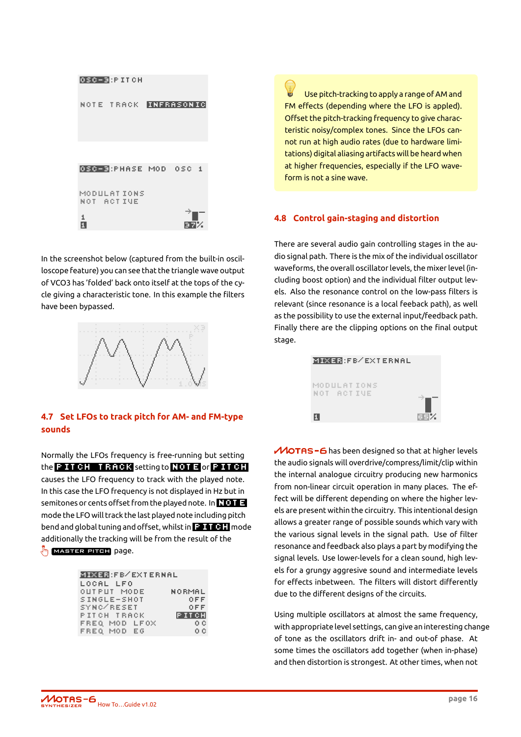OSC-3:PITCH

NOTE TRACK INFRASONIC

OSC-3:PHASE MOD OSC 1

MODULATIONS
NOT ACTIVE

1
1 37%

In the screenshot below (captured from the built-in oscilloscope feature) you can see that the triangle wave output of VCO3 has 'folded' back onto itself at the tops of the cycle giving a characteristic tone. In this example the filters have been bypassed.

## 4.7 Set LFOs to track pitch for AM- and FM-type sounds

Normally the LFOs frequency is free-running but setting the **PITCH TRACK** setting to **NOTE** or **PITCH** causes the LFO frequency to track with the played note. In this case the LFO frequency is not displayed in Hz but in semitones or cents offset from the played note. In **NOTE** mode the LFO will track the last played note including pitch bend and global tuning and offset, whilst in **PITCH** mode additionally the tracking will be from the result of the **MASTER PITCH** page.

| MIXER:FB/EXTERNAL | |
|---|---|
| LOCAL LFO | |
| OUTPUT MODE | NORMAL |
| SINGLE-SHOT | OFF |
| SYNC/RESET | OFF |
| PITCH TRACK | PITCH |
| FREQ MOD LFOX | 0C |
| FREQ MOD EG | 0C |

Use pitch-tracking to apply a range of AM and FM effects (depending where the LFO is applied). Offset the pitch-tracking frequency to give characteristic noisy/complex tones. Since the LFOs cannot run at high audio rates (due to hardware limitations) digital aliasing artifacts will be heard when at higher frequencies, especially if the LFO waveform is not a sine wave.

## 4.8 Control gain-staging and distortion

There are several audio gain controlling stages in the audio signal path. There is the mix of the individual oscillator waveforms, the overall oscillator levels, the mixer level (including boost option) and the individual filter output levels. Also the resonance control on the low-pass filters is relevant (since resonance is a local feeback path), as well as the possibility to use the external input/feedback path. Finally there are the clipping options on the final output stage.

MIXER:FB/EXTERNAL

MODULATIONS
NOT ACTIVE

1 65%

MOTAS-6 has been designed so that at higher levels the audio signals will overdrive/compress/limit/clip within the internal analogue circuitry producing new harmonics from non-linear circuit operation in many places. The effect will be different depending on where the higher levels are present within the circuitry. This intentional design allows a greater range of possible sounds which vary with the various signal levels in the signal path. Use of filter resonance and feedback also plays a part by modifying the signal levels. Use lower-levels for a clean sound, high levels for a grungy aggresive sound and intermediate levels for effects inbetween. The filters will distort differently due to the different designs of the circuits.

Using multiple oscillators at almost the same frequency, with appropriate level settings, can give an interesting change of tone as the oscillators drift in- and out-of phase. At some times the oscillators add together (when in-phase) and then distortion is strongest. At other times, when not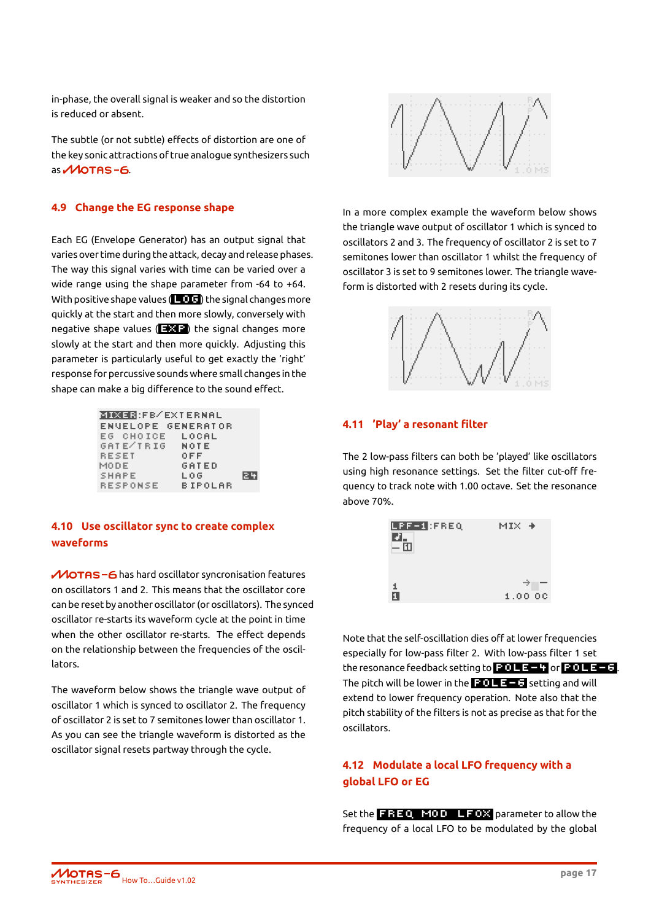in-phase, the overall signal is weaker and so the distortion is reduced or absent.

The subtle (or not subtle) effects of distortion are one of the key sonic attractions of true analogue synthesizers such as MOTAS-6.

## 4.9 Change the EG response shape

Each EG (Envelope Generator) has an output signal that varies over time during the attack, decay and release phases. The way this signal varies with time can be varied over a wide range using the shape parameter from -64 to +64. With positive shape values (**LOG**) the signal changes more quickly at the start and then more slowly, conversely with negative shape values (**EXP**) the signal changes more slowly at the start and then more quickly. Adjusting this parameter is particularly useful to get exactly the 'right' response for percussive sounds where small changes in the shape can make a big difference to the sound effect.

```
MIXER:FB/EXTERNAL
ENVELOPE GENERATOR
EG CHOICE     LOCAL
GATE/TRIG     NOTE
RESET         OFF
MODE          GATED
SHAPE         LOG        24
RESPONSE      BIPOLAR
```

## 4.10 Use oscillator sync to create complex waveforms

MOTAS-6 has hard oscillator syncronisation features on oscillators 1 and 2. This means that the oscillator core can be reset by another oscillator (or oscillators). The synced oscillator re-starts its waveform cycle at the point in time when the other oscillator re-starts. The effect depends on the relationship between the frequencies of the oscillators.

The waveform below shows the triangle wave output of oscillator 1 which is synced to oscillator 2. The frequency of oscillator 2 is set to 7 semitones lower than oscillator 1. As you can see the triangle waveform is distorted as the oscillator signal resets partway through the cycle.

In a more complex example the waveform below shows the triangle wave output of oscillator 1 which is synced to oscillators 2 and 3. The frequency of oscillator 2 is set to 7 semitones lower than oscillator 1 whilst the frequency of oscillator 3 is set to 9 semitones lower. The triangle waveform is distorted with 2 resets during its cycle.

## 4.11 'Play' a resonant filter

The 2 low-pass filters can both be 'played' like oscillators using high resonance settings. Set the filter cut-off frequency to track note with 1.00 octave. Set the resonance above 70%.

```
LPF-1:FREQ          MIX +

1
1                  1.00 OC
```

Note that the self-oscillation dies off at lower frequencies especially for low-pass filter 2. With low-pass filter 1 set the resonance feedback setting to **POLE-4** or **POLE-6**. The pitch will be lower in the **POLE-6** setting and will extend to lower frequency operation. Note also that the pitch stability of the filters is not as precise as that for the oscillators.

## 4.12 Modulate a local LFO frequency with a global LFO or EG

Set the **FREQ MOD LFOx** parameter to allow the frequency of a local LFO to be modulated by the global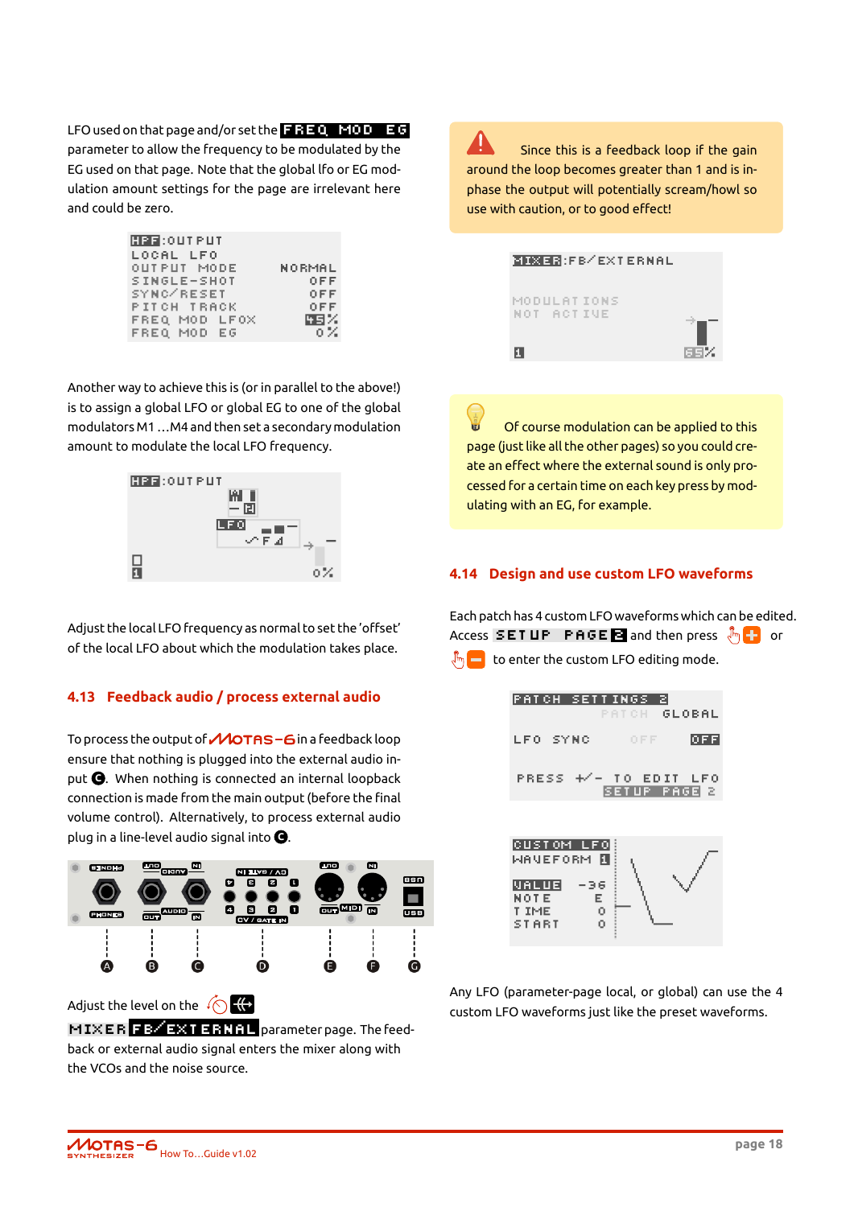LFO used on that page and/or set the FREQ MOD EG parameter to allow the frequency to be modulated by the EG used on that page. Note that the global lfo or EG modulation amount settings for the page are irrelevant here and could be zero.

```
HPF:OUTPUT
LOCAL LFO
OUTPUT MODE        NORMAL
SINGLE-SHOT           OFF
SYNC/RESET            OFF
PITCH TRACK           OFF
FREQ MOD LFOX         45%
FREQ MOD EG            0%
```

Another way to achieve this is (or in parallel to the above!) is to assign a global LFO or global EG to one of the global modulators M1 …M4 and then set a secondary modulation amount to modulate the local LFO frequency.

Adjust the local LFO frequency as normal to set the 'offset' of the local LFO about which the modulation takes place.

## 4.13 Feedback audio / process external audio

To process the output of MOTAS-6 in a feedback loop ensure that nothing is plugged into the external audio input C. When nothing is connected an internal loopback connection is made from the main output (before the final volume control). Alternatively, to process external audio plug in a line-level audio signal into C.

Adjust the level on the MIXER FB/EXTERNAL parameter page. The feedback or external audio signal enters the mixer along with the VCOs and the noise source.

Since this is a feedback loop if the gain around the loop becomes greater than 1 and is in-phase the output will potentially scream/howl so use with caution, or to good effect!

Of course modulation can be applied to this page (just like all the other pages) so you could create an effect where the external sound is only processed for a certain time on each key press by modulating with an EG, for example.

## 4.14 Design and use custom LFO waveforms

Each patch has 4 custom LFO waveforms which can be edited. Access SETUP PAGE 2 and then press + or − to enter the custom LFO editing mode.

```
PATCH SETTINGS 2
              PATCH   GLOBAL
LFO SYNC        OFF      OFF

PRESS +/- TO EDIT LFO
         SETUP PAGE 2
```

Any LFO (parameter-page local, or global) can use the 4 custom LFO waveforms just like the preset waveforms.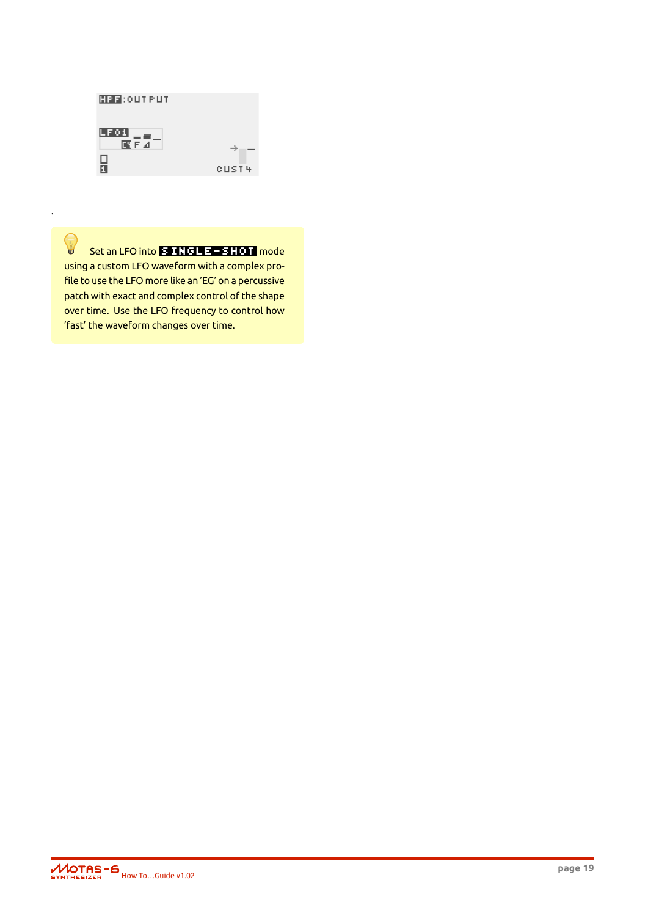.

Set an LFO into **SINGLE-SHOT** mode using a custom LFO waveform with a complex profile to use the LFO more like an 'EG' on a percussive patch with exact and complex control of the shape over time. Use the LFO frequency to control how 'fast' the waveform changes over time.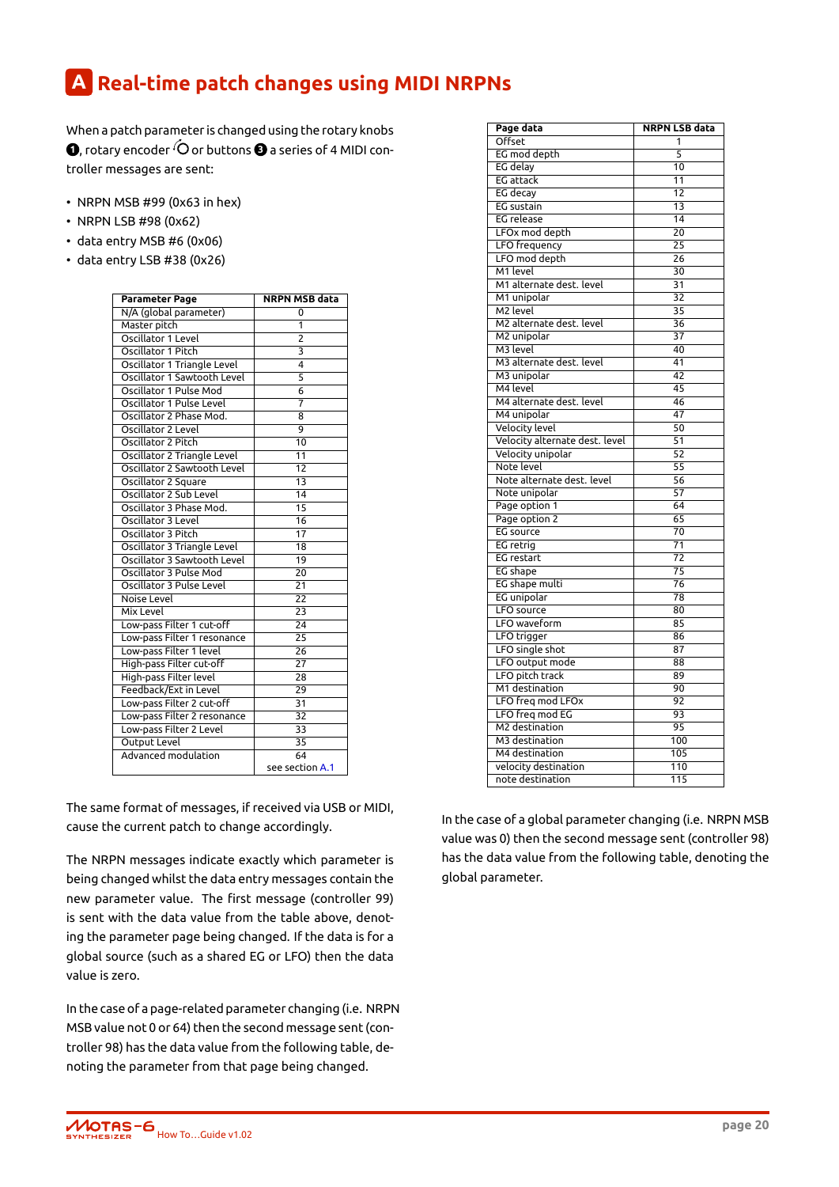# A Real-time patch changes using MIDI NRPNs

When a patch parameter is changed using the rotary knobs ❶, rotary encoder or buttons ❸ a series of 4 MIDI controller messages are sent:

- NRPN MSB #99 (0x63 in hex)
- NRPN LSB #98 (0x62)
- data entry MSB #6 (0x06)
- data entry LSB #38 (0x26)

| Parameter Page | NRPN MSB data |
|---|---|
| N/A (global parameter) | 0 |
| Master pitch | 1 |
| Oscillator 1 Level | 2 |
| Oscillator 1 Pitch | 3 |
| Oscillator 1 Triangle Level | 4 |
| Oscillator 1 Sawtooth Level | 5 |
| Oscillator 1 Pulse Mod | 6 |
| Oscillator 1 Pulse Level | 7 |
| Oscillator 2 Phase Mod. | 8 |
| Oscillator 2 Level | 9 |
| Oscillator 2 Pitch | 10 |
| Oscillator 2 Triangle Level | 11 |
| Oscillator 2 Sawtooth Level | 12 |
| Oscillator 2 Square | 13 |
| Oscillator 2 Sub Level | 14 |
| Oscillator 3 Phase Mod. | 15 |
| Oscillator 3 Level | 16 |
| Oscillator 3 Pitch | 17 |
| Oscillator 3 Triangle Level | 18 |
| Oscillator 3 Sawtooth Level | 19 |
| Oscillator 3 Pulse Mod | 20 |
| Oscillator 3 Pulse Level | 21 |
| Noise Level | 22 |
| Mix Level | 23 |
| Low-pass Filter 1 cut-off | 24 |
| Low-pass Filter 1 resonance | 25 |
| Low-pass Filter 1 level | 26 |
| High-pass Filter cut-off | 27 |
| High-pass Filter level | 28 |
| Feedback/Ext in Level | 29 |
| Low-pass Filter 2 cut-off | 31 |
| Low-pass Filter 2 resonance | 32 |
| Low-pass Filter 2 Level | 33 |
| Output Level | 35 |
| Advanced modulation | 64 see section A.1 |

The same format of messages, if received via USB or MIDI, cause the current patch to change accordingly.

The NRPN messages indicate exactly which parameter is being changed whilst the data entry messages contain the new parameter value. The first message (controller 99) is sent with the data value from the table above, denoting the parameter page being changed. If the data is for a global source (such as a shared EG or LFO) then the data value is zero.

In the case of a page-related parameter changing (i.e. NRPN MSB value not 0 or 64) then the second message sent (controller 98) has the data value from the following table, denoting the parameter from that page being changed.

| Page data | NRPN LSB data |
|---|---|
| Offset | 1 |
| EG mod depth | 5 |
| EG delay | 10 |
| EG attack | 11 |
| EG decay | 12 |
| EG sustain | 13 |
| EG release | 14 |
| LFOx mod depth | 20 |
| LFO frequency | 25 |
| LFO mod depth | 26 |
| M1 level | 30 |
| M1 alternate dest. level | 31 |
| M1 unipolar | 32 |
| M2 level | 35 |
| M2 alternate dest. level | 36 |
| M2 unipolar | 37 |
| M3 level | 40 |
| M3 alternate dest. level | 41 |
| M3 unipolar | 42 |
| M4 level | 45 |
| M4 alternate dest. level | 46 |
| M4 unipolar | 47 |
| Velocity level | 50 |
| Velocity alternate dest. level | 51 |
| Velocity unipolar | 52 |
| Note level | 55 |
| Note alternate dest. level | 56 |
| Note unipolar | 57 |
| Page option 1 | 64 |
| Page option 2 | 65 |
| EG source | 70 |
| EG retrig | 71 |
| EG restart | 72 |
| EG shape | 75 |
| EG shape multi | 76 |
| EG unipolar | 78 |
| LFO source | 80 |
| LFO waveform | 85 |
| LFO trigger | 86 |
| LFO single shot | 87 |
| LFO output mode | 88 |
| LFO pitch track | 89 |
| M1 destination | 90 |
| LFO freq mod LFOx | 92 |
| LFO freq mod EG | 93 |
| M2 destination | 95 |
| M3 destination | 100 |
| M4 destination | 105 |
| velocity destination | 110 |
| note destination | 115 |

In the case of a global parameter changing (i.e. NRPN MSB value was 0) then the second message sent (controller 98) has the data value from the following table, denoting the global parameter.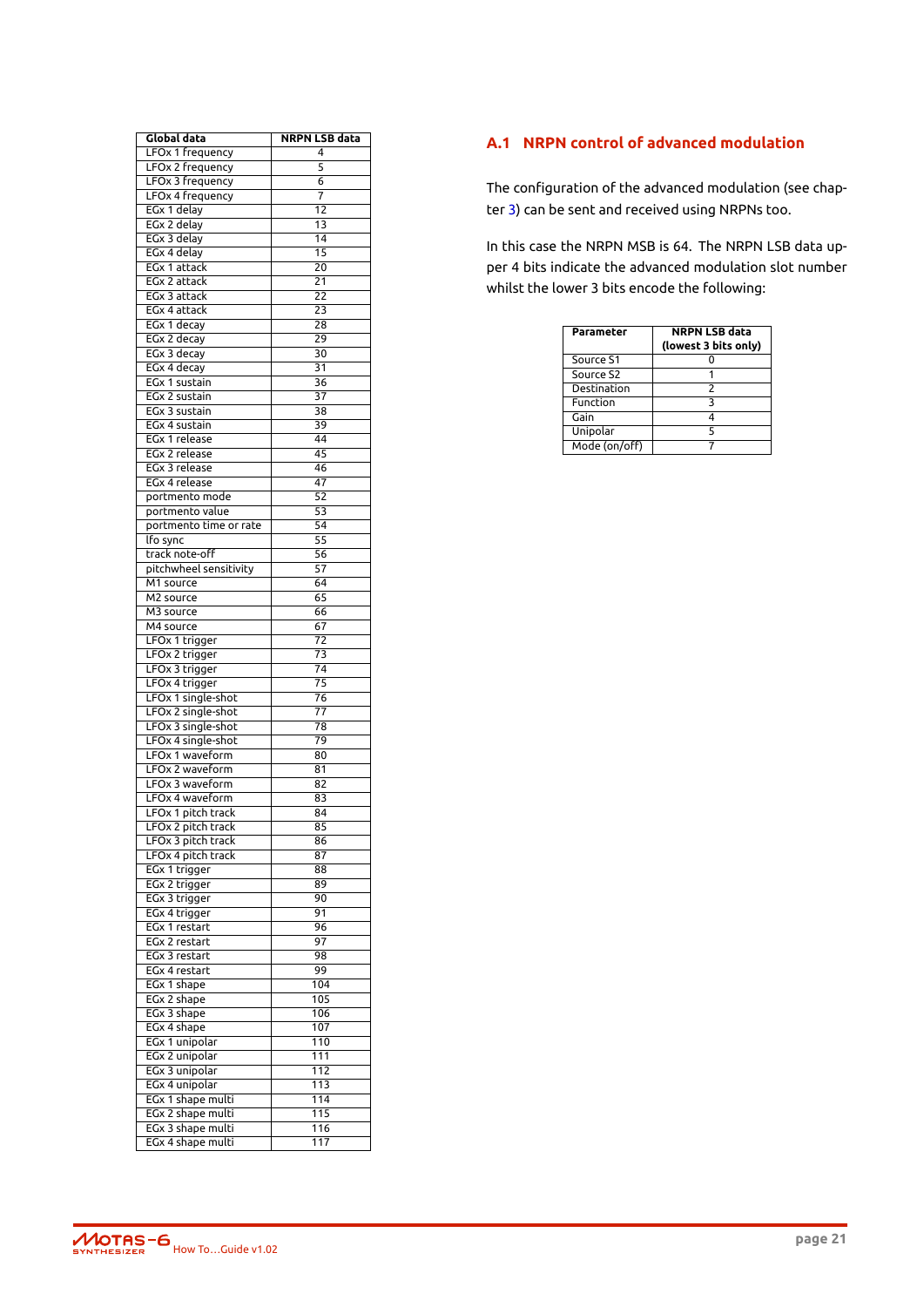| Global data | NRPN LSB data |
|---|---|
| LFOx 1 frequency | 4 |
| LFOx 2 frequency | 5 |
| LFOx 3 frequency | 6 |
| LFOx 4 frequency | 7 |
| EGx 1 delay | 12 |
| EGx 2 delay | 13 |
| EGx 3 delay | 14 |
| EGx 4 delay | 15 |
| EGx 1 attack | 20 |
| EGx 2 attack | 21 |
| EGx 3 attack | 22 |
| EGx 4 attack | 23 |
| EGx 1 decay | 28 |
| EGx 2 decay | 29 |
| EGx 3 decay | 30 |
| EGx 4 decay | 31 |
| EGx 1 sustain | 36 |
| EGx 2 sustain | 37 |
| EGx 3 sustain | 38 |
| EGx 4 sustain | 39 |
| EGx 1 release | 44 |
| EGx 2 release | 45 |
| EGx 3 release | 46 |
| EGx 4 release | 47 |
| portmento mode | 52 |
| portmento value | 53 |
| portmento time or rate | 54 |
| lfo sync | 55 |
| track note-off | 56 |
| pitchwheel sensitivity | 57 |
| M1 source | 64 |
| M2 source | 65 |
| M3 source | 66 |
| M4 source | 67 |
| LFOx 1 trigger | 72 |
| LFOx 2 trigger | 73 |
| LFOx 3 trigger | 74 |
| LFOx 4 trigger | 75 |
| LFOx 1 single-shot | 76 |
| LFOx 2 single-shot | 77 |
| LFOx 3 single-shot | 78 |
| LFOx 4 single-shot | 79 |
| LFOx 1 waveform | 80 |
| LFOx 2 waveform | 81 |
| LFOx 3 waveform | 82 |
| LFOx 4 waveform | 83 |
| LFOx 1 pitch track | 84 |
| LFOx 2 pitch track | 85 |
| LFOx 3 pitch track | 86 |
| LFOx 4 pitch track | 87 |
| EGx 1 trigger | 88 |
| EGx 2 trigger | 89 |
| EGx 3 trigger | 90 |
| EGx 4 trigger | 91 |
| EGx 1 restart | 96 |
| EGx 2 restart | 97 |
| EGx 3 restart | 98 |
| EGx 4 restart | 99 |
| EGx 1 shape | 104 |
| EGx 2 shape | 105 |
| EGx 3 shape | 106 |
| EGx 4 shape | 107 |
| EGx 1 unipolar | 110 |
| EGx 2 unipolar | 111 |
| EGx 3 unipolar | 112 |
| EGx 4 unipolar | 113 |
| EGx 1 shape multi | 114 |
| EGx 2 shape multi | 115 |
| EGx 3 shape multi | 116 |
| EGx 4 shape multi | 117 |

## A.1 NRPN control of advanced modulation

The configuration of the advanced modulation (see chapter 3) can be sent and received using NRPNs too.

In this case the NRPN MSB is 64. The NRPN LSB data upper 4 bits indicate the advanced modulation slot number whilst the lower 3 bits encode the following:

| Parameter | NRPN LSB data (lowest 3 bits only) |
|---|---|
| Source S1 | 0 |
| Source S2 | 1 |
| Destination | 2 |
| Function | 3 |
| Gain | 4 |
| Unipolar | 5 |
| Mode (on/off) | 7 |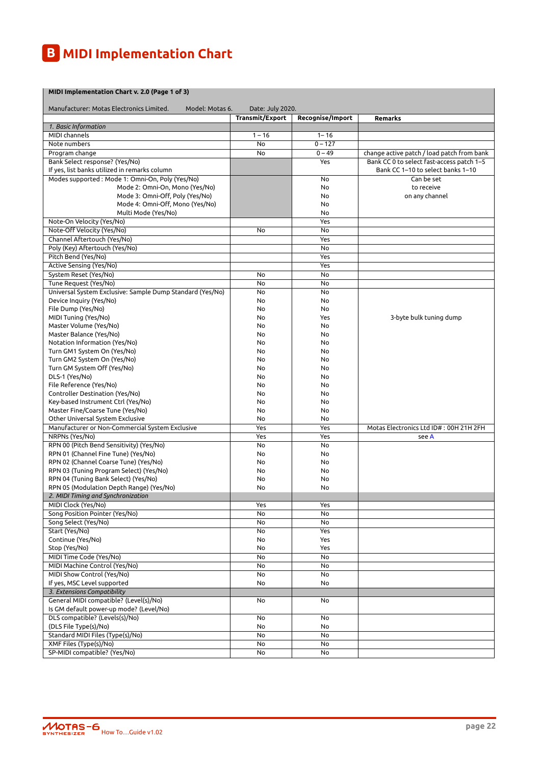# B MIDI Implementation Chart

| MIDI Implementation Chart v. 2.0 (Page 1 of 3) | | | |
|---|---|---|---|
| Manufacturer: Motas Electronics Limited. Model: Motas 6. Date: July 2020. | **Transmit/Export** | **Recognise/Import** | **Remarks** |
| *1. Basic Information* | | | |
| MIDI channels | 1 – 16 | 1– 16 | |
| Note numbers | No | 0 – 127 | |
| Program change | No | 0 – 49 | change active patch / load patch from bank |
| Bank Select response? (Yes/No)<br>If yes, list banks utilized in remarks column | | Yes | Bank CC 0 to select fast-access patch 1–5<br>Bank CC 1–10 to select banks 1–10 |
| Modes supported : Mode 1: Omni-On, Poly (Yes/No)<br>Mode 2: Omni-On, Mono (Yes/No)<br>Mode 3: Omni-Off, Poly (Yes/No)<br>Mode 4: Omni-Off, Mono (Yes/No)<br>Multi Mode (Yes/No) | | No<br>No<br>No<br>No<br>No | Can be set<br>to receive<br>on any channel |
| Note-On Velocity (Yes/No) | | Yes | |
| Note-Off Velocity (Yes/No) | No | No | |
| Channel Aftertouch (Yes/No) | | Yes | |
| Poly (Key) Aftertouch (Yes/No) | | No | |
| Pitch Bend (Yes/No) | | Yes | |
| Active Sensing (Yes/No) | | Yes | |
| System Reset (Yes/No) | No | No | |
| Tune Request (Yes/No) | No | No | |
| Universal System Exclusive: Sample Dump Standard (Yes/No) | No | No | |
| Device Inquiry (Yes/No) | No | No | |
| File Dump (Yes/No) | No | No | |
| MIDI Tuning (Yes/No) | No | Yes | 3-byte bulk tuning dump |
| Master Volume (Yes/No) | No | No | |
| Master Balance (Yes/No) | No | No | |
| Notation Information (Yes/No) | No | No | |
| Turn GM1 System On (Yes/No) | No | No | |
| Turn GM2 System On (Yes/No) | No | No | |
| Turn GM System Off (Yes/No) | No | No | |
| DLS-1 (Yes/No) | No | No | |
| File Reference (Yes/No) | No | No | |
| Controller Destination (Yes/No) | No | No | |
| Key-based Instrument Ctrl (Yes/No) | No | No | |
| Master Fine/Coarse Tune (Yes/No) | No | No | |
| Other Universal System Exclusive | No | No | |
| Manufacturer or Non-Commercial System Exclusive | Yes | Yes | Motas Electronics Ltd ID# : 00H 21H 2FH |
| NRPNs (Yes/No) | Yes | Yes | see A |
| RPN 00 (Pitch Bend Sensitivity) (Yes/No) | No | No | |
| RPN 01 (Channel Fine Tune) (Yes/No) | No | No | |
| RPN 02 (Channel Coarse Tune) (Yes/No) | No | No | |
| RPN 03 (Tuning Program Select) (Yes/No) | No | No | |
| RPN 04 (Tuning Bank Select) (Yes/No) | No | No | |
| RPN 05 (Modulation Depth Range) (Yes/No) | No | No | |
| *2. MIDI Timing and Synchronization* | | | |
| MIDI Clock (Yes/No) | Yes | Yes | |
| Song Position Pointer (Yes/No) | No | No | |
| Song Select (Yes/No) | No | No | |
| Start (Yes/No) | No | Yes | |
| Continue (Yes/No) | No | Yes | |
| Stop (Yes/No) | No | Yes | |
| MIDI Time Code (Yes/No) | No | No | |
| MIDI Machine Control (Yes/No) | No | No | |
| MIDI Show Control (Yes/No)<br>If yes, MSC Level supported | No<br>No | No<br>No | |
| *3. Extensions Compatibility* | | | |
| General MIDI compatible? (Level(s)/No)<br>Is GM default power-up mode? (Level/No) | No | No | |
| DLS compatible? (Levels(s)/No)<br>(DLS File Type(s)/No) | No<br>No | No<br>No | |
| Standard MIDI Files (Type(s)/No) | No | No | |
| XMF Files (Type(s)/No) | No | No | |
| SP-MIDI compatible? (Yes/No) | No | No | |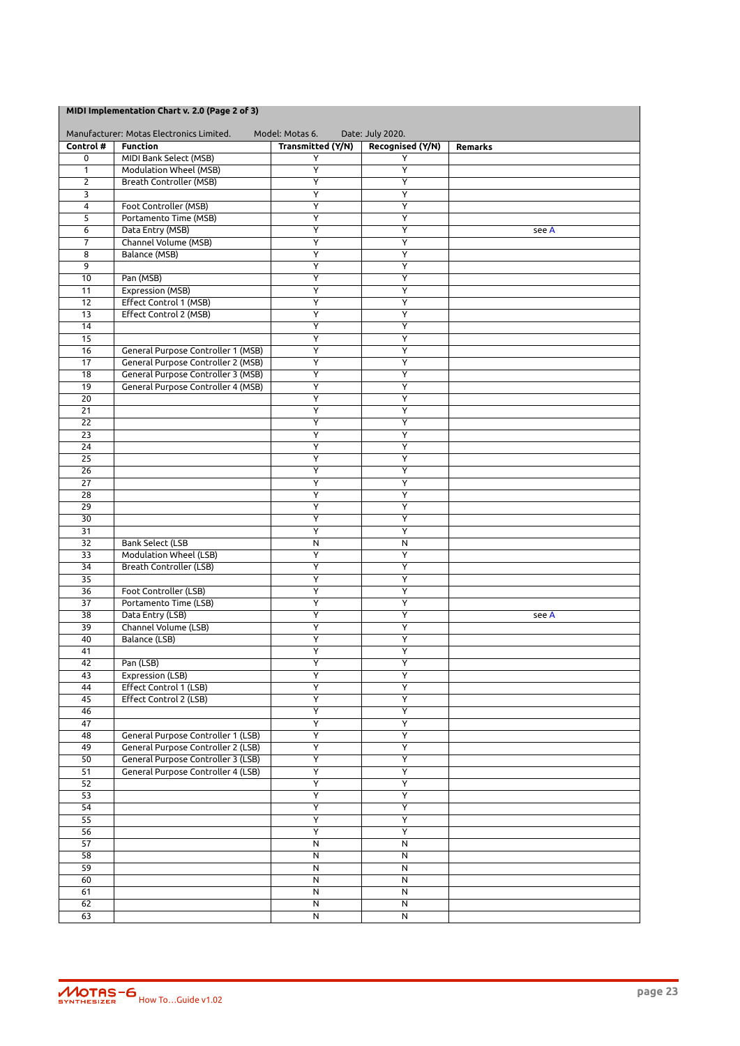**MIDI Implementation Chart v. 2.0 (Page 2 of 3)**

Manufacturer: Motas Electronics Limited. Model: Motas 6. Date: July 2020.

| Control # | Function | Transmitted (Y/N) | Recognised (Y/N) | Remarks |
|---|---|---|---|---|
| 0 | MIDI Bank Select (MSB) | Y | Y | |
| 1 | Modulation Wheel (MSB) | Y | Y | |
| 2 | Breath Controller (MSB) | Y | Y | |
| 3 | | Y | Y | |
| 4 | Foot Controller (MSB) | Y | Y | |
| 5 | Portamento Time (MSB) | Y | Y | |
| 6 | Data Entry (MSB) | Y | Y | see A |
| 7 | Channel Volume (MSB) | Y | Y | |
| 8 | Balance (MSB) | Y | Y | |
| 9 | | Y | Y | |
| 10 | Pan (MSB) | Y | Y | |
| 11 | Expression (MSB) | Y | Y | |
| 12 | Effect Control 1 (MSB) | Y | Y | |
| 13 | Effect Control 2 (MSB) | Y | Y | |
| 14 | | Y | Y | |
| 15 | | Y | Y | |
| 16 | General Purpose Controller 1 (MSB) | Y | Y | |
| 17 | General Purpose Controller 2 (MSB) | Y | Y | |
| 18 | General Purpose Controller 3 (MSB) | Y | Y | |
| 19 | General Purpose Controller 4 (MSB) | Y | Y | |
| 20 | | Y | Y | |
| 21 | | Y | Y | |
| 22 | | Y | Y | |
| 23 | | Y | Y | |
| 24 | | Y | Y | |
| 25 | | Y | Y | |
| 26 | | Y | Y | |
| 27 | | Y | Y | |
| 28 | | Y | Y | |
| 29 | | Y | Y | |
| 30 | | Y | Y | |
| 31 | | Y | Y | |
| 32 | Bank Select (LSB | N | N | |
| 33 | Modulation Wheel (LSB) | Y | Y | |
| 34 | Breath Controller (LSB) | Y | Y | |
| 35 | | Y | Y | |
| 36 | Foot Controller (LSB) | Y | Y | |
| 37 | Portamento Time (LSB) | Y | Y | |
| 38 | Data Entry (LSB) | Y | Y | see A |
| 39 | Channel Volume (LSB) | Y | Y | |
| 40 | Balance (LSB) | Y | Y | |
| 41 | | Y | Y | |
| 42 | Pan (LSB) | Y | Y | |
| 43 | Expression (LSB) | Y | Y | |
| 44 | Effect Control 1 (LSB) | Y | Y | |
| 45 | Effect Control 2 (LSB) | Y | Y | |
| 46 | | Y | Y | |
| 47 | | Y | Y | |
| 48 | General Purpose Controller 1 (LSB) | Y | Y | |
| 49 | General Purpose Controller 2 (LSB) | Y | Y | |
| 50 | General Purpose Controller 3 (LSB) | Y | Y | |
| 51 | General Purpose Controller 4 (LSB) | Y | Y | |
| 52 | | Y | Y | |
| 53 | | Y | Y | |
| 54 | | Y | Y | |
| 55 | | Y | Y | |
| 56 | | Y | Y | |
| 57 | | N | N | |
| 58 | | N | N | |
| 59 | | N | N | |
| 60 | | N | N | |
| 61 | | N | N | |
| 62 | | N | N | |
| 63 | | N | N | |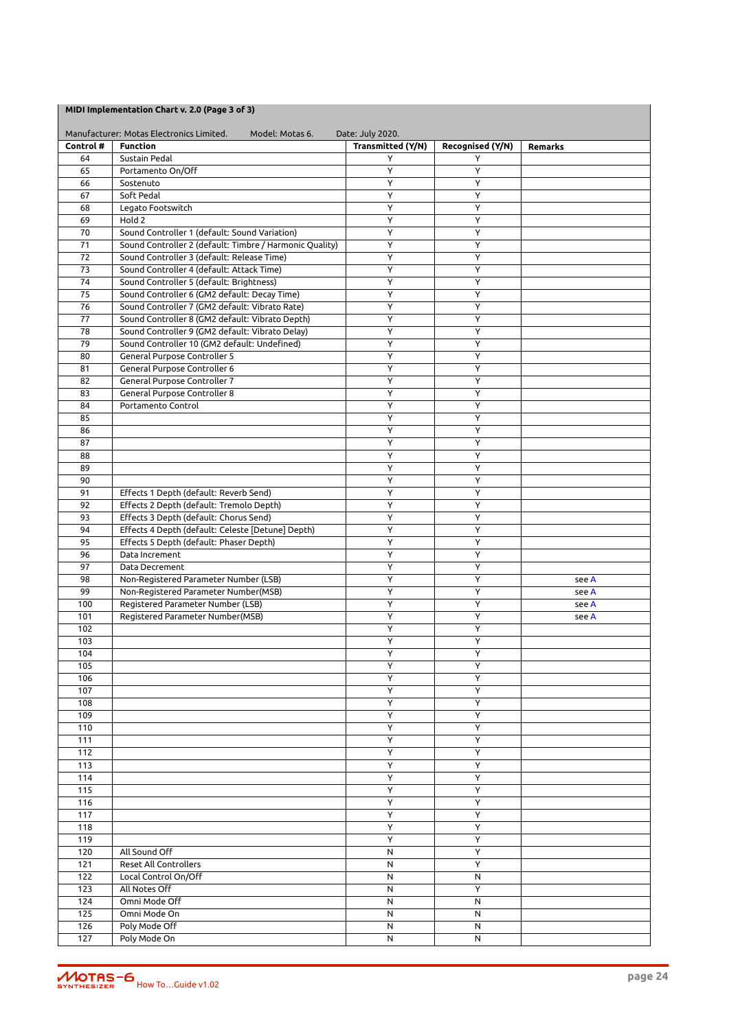**MIDI Implementation Chart v. 2.0 (Page 3 of 3)**

Manufacturer: Motas Electronics Limited. Model: Motas 6. Date: July 2020.

| Control # | Function | Transmitted (Y/N) | Recognised (Y/N) | Remarks |
|---|---|---|---|---|
| 64 | Sustain Pedal | Y | Y | |
| 65 | Portamento On/Off | Y | Y | |
| 66 | Sostenuto | Y | Y | |
| 67 | Soft Pedal | Y | Y | |
| 68 | Legato Footswitch | Y | Y | |
| 69 | Hold 2 | Y | Y | |
| 70 | Sound Controller 1 (default: Sound Variation) | Y | Y | |
| 71 | Sound Controller 2 (default: Timbre / Harmonic Quality) | Y | Y | |
| 72 | Sound Controller 3 (default: Release Time) | Y | Y | |
| 73 | Sound Controller 4 (default: Attack Time) | Y | Y | |
| 74 | Sound Controller 5 (default: Brightness) | Y | Y | |
| 75 | Sound Controller 6 (GM2 default: Decay Time) | Y | Y | |
| 76 | Sound Controller 7 (GM2 default: Vibrato Rate) | Y | Y | |
| 77 | Sound Controller 8 (GM2 default: Vibrato Depth) | Y | Y | |
| 78 | Sound Controller 9 (GM2 default: Vibrato Delay) | Y | Y | |
| 79 | Sound Controller 10 (GM2 default: Undefined) | Y | Y | |
| 80 | General Purpose Controller 5 | Y | Y | |
| 81 | General Purpose Controller 6 | Y | Y | |
| 82 | General Purpose Controller 7 | Y | Y | |
| 83 | General Purpose Controller 8 | Y | Y | |
| 84 | Portamento Control | Y | Y | |
| 85 | | Y | Y | |
| 86 | | Y | Y | |
| 87 | | Y | Y | |
| 88 | | Y | Y | |
| 89 | | Y | Y | |
| 90 | | Y | Y | |
| 91 | Effects 1 Depth (default: Reverb Send) | Y | Y | |
| 92 | Effects 2 Depth (default: Tremolo Depth) | Y | Y | |
| 93 | Effects 3 Depth (default: Chorus Send) | Y | Y | |
| 94 | Effects 4 Depth (default: Celeste [Detune] Depth) | Y | Y | |
| 95 | Effects 5 Depth (default: Phaser Depth) | Y | Y | |
| 96 | Data Increment | Y | Y | |
| 97 | Data Decrement | Y | Y | |
| 98 | Non-Registered Parameter Number (LSB) | Y | Y | see A |
| 99 | Non-Registered Parameter Number(MSB) | Y | Y | see A |
| 100 | Registered Parameter Number (LSB) | Y | Y | see A |
| 101 | Registered Parameter Number(MSB) | Y | Y | see A |
| 102 | | Y | Y | |
| 103 | | Y | Y | |
| 104 | | Y | Y | |
| 105 | | Y | Y | |
| 106 | | Y | Y | |
| 107 | | Y | Y | |
| 108 | | Y | Y | |
| 109 | | Y | Y | |
| 110 | | Y | Y | |
| 111 | | Y | Y | |
| 112 | | Y | Y | |
| 113 | | Y | Y | |
| 114 | | Y | Y | |
| 115 | | Y | Y | |
| 116 | | Y | Y | |
| 117 | | Y | Y | |
| 118 | | Y | Y | |
| 119 | | Y | Y | |
| 120 | All Sound Off | N | Y | |
| 121 | Reset All Controllers | N | Y | |
| 122 | Local Control On/Off | N | N | |
| 123 | All Notes Off | N | Y | |
| 124 | Omni Mode Off | N | N | |
| 125 | Omni Mode On | N | N | |
| 126 | Poly Mode Off | N | N | |
| 127 | Poly Mode On | N | N | |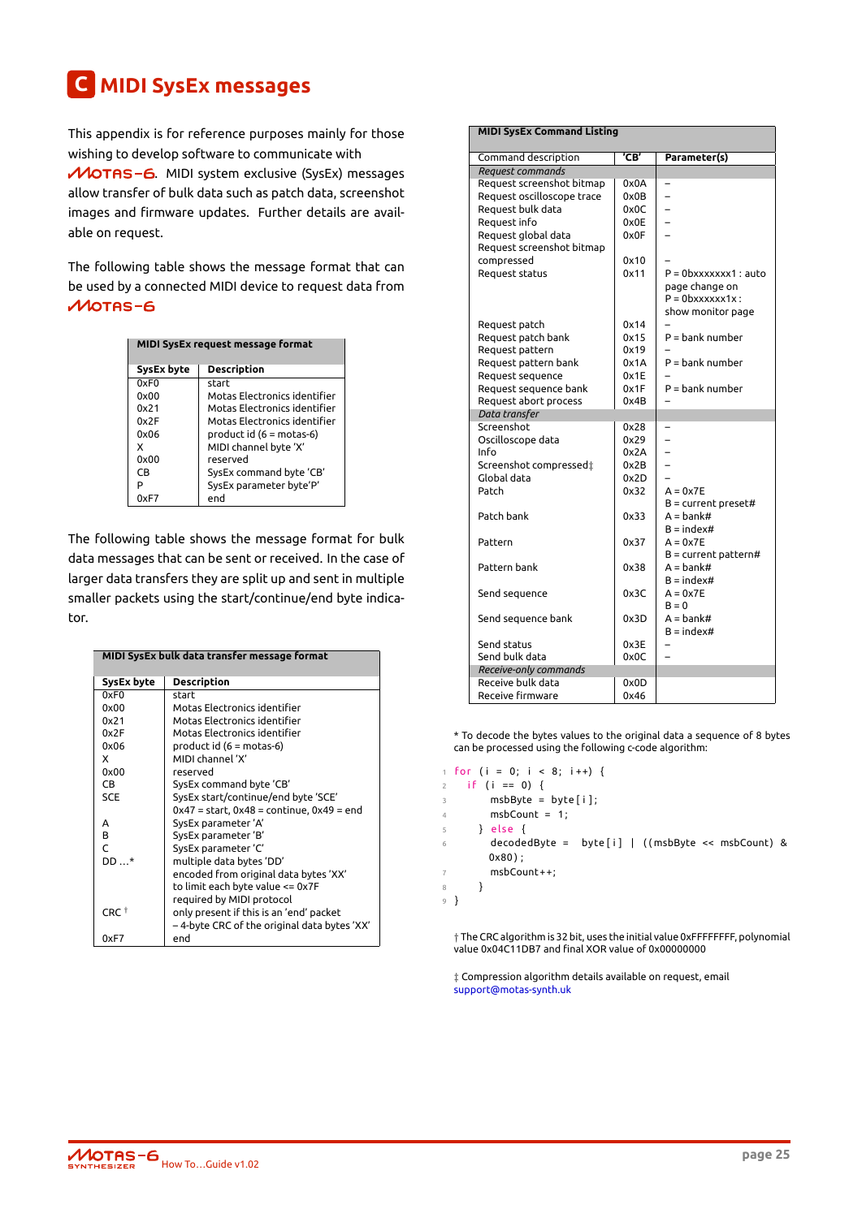# C MIDI SysEx messages

This appendix is for reference purposes mainly for those wishing to develop software to communicate with MOTAS-6. MIDI system exclusive (SysEx) messages allow transfer of bulk data such as patch data, screenshot images and firmware updates. Further details are available on request.

The following table shows the message format that can be used by a connected MIDI device to request data from MOTAS-6

**MIDI SysEx request message format**

| SysEx byte | Description |
|---|---|
| 0xF0 | start |
| 0x00 | Motas Electronics identifier |
| 0x21 | Motas Electronics identifier |
| 0x2F | Motas Electronics identifier |
| 0x06 | product id (6 = motas-6) |
| X | MIDI channel byte 'X' |
| 0x00 | reserved |
| CB | SysEx command byte 'CB' |
| P | SysEx parameter byte'P' |
| 0xF7 | end |

The following table shows the message format for bulk data messages that can be sent or received. In the case of larger data transfers they are split up and sent in multiple smaller packets using the start/continue/end byte indicator.

**MIDI SysEx bulk data transfer message format**

| SysEx byte | Description |
|---|---|
| 0xF0 | start |
| 0x00 | Motas Electronics identifier |
| 0x21 | Motas Electronics identifier |
| 0x2F | Motas Electronics identifier |
| 0x06 | product id (6 = motas-6) |
| X | MIDI channel 'X' |
| 0x00 | reserved |
| CB | SysEx command byte 'CB' |
| SCE | SysEx start/continue/end byte 'SCE' 0x47 = start, 0x48 = continue, 0x49 = end |
| A | SysEx parameter 'A' |
| B | SysEx parameter 'B' |
| C | SysEx parameter 'C' |
| DD ...* | multiple data bytes 'DD' encoded from original data bytes 'XX' to limit each byte value <= 0x7F required by MIDI protocol |
| CRC † | only present if this is an 'end' packet – 4-byte CRC of the original data bytes 'XX' |
| 0xF7 | end |

**MIDI SysEx Command Listing**

| Command description | 'CB' | Parameter(s) |
|---|---|---|
| *Request commands* | | |
| Request screenshot bitmap | 0x0A | – |
| Request oscilloscope trace | 0x0B | – |
| Request bulk data | 0x0C | – |
| Request info | 0x0E | – |
| Request global data | 0x0F | – |
| Request screenshot bitmap compressed | 0x10 | – |
| Request status | 0x11 | P = 0bxxxxxxx1 : auto page change on P = 0bxxxxxx1x : show monitor page |
| Request patch | 0x14 | – |
| Request patch bank | 0x15 | P = bank number |
| Request pattern | 0x19 | – |
| Request pattern bank | 0x1A | P = bank number |
| Request sequence | 0x1E | – |
| Request sequence bank | 0x1F | P = bank number |
| Request abort process | 0x4B | – |
| *Data transfer* | | |
| Screenshot | 0x28 | – |
| Oscilloscope data | 0x29 | – |
| Info | 0x2A | – |
| Screenshot compressed‡ | 0x2B | – |
| Global data | 0x2D | – |
| Patch | 0x32 | A = 0x7E B = current preset# |
| Patch bank | 0x33 | A = bank# B = index# |
| Pattern | 0x37 | A = 0x7E B = current pattern# |
| Pattern bank | 0x38 | A = bank# B = index# |
| Send sequence | 0x3C | A = 0x7E B = 0 |
| Send sequence bank | 0x3D | A = bank# B = index# |
| Send status | 0x3E | – |
| Send bulk data | 0x0C | – |
| *Receive-only commands* | | |
| Receive bulk data | 0x0D | |
| Receive firmware | 0x46 | |

\* To decode the bytes values to the original data a sequence of 8 bytes can be processed using the following c-code algorithm:

```
for (i = 0; i < 8; i++) {
  if (i == 0) {
      msbByte = byte[i];
      msbCount = 1;
  } else {
      decodedByte = byte[i] | ((msbByte << msbCount) &
     0x80);
      msbCount++;
  }
}
```

† The CRC algorithm is 32 bit, uses the initial value 0xFFFFFFFF, polynomial value 0x04C11DB7 and final XOR value of 0x00000000

‡ Compression algorithm details available on request, email support@motas-synth.uk